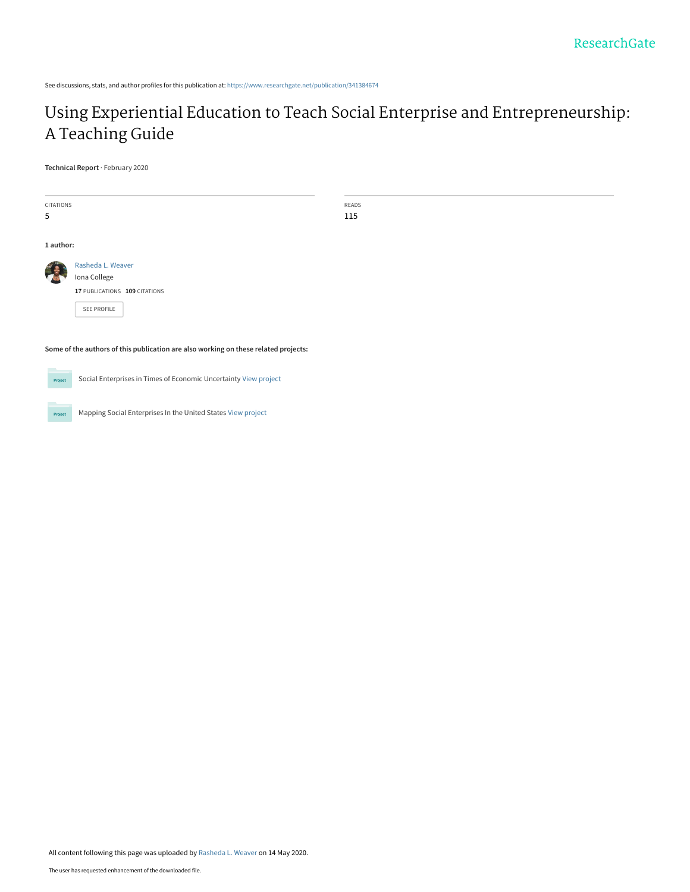See discussions, stats, and author profiles for this publication at: https://www.researchgate.net/publication/341384674

# Using Experiential Education to Teach Social Enterprise and Entrepreneurship: A Teaching Guide

**Technical Report** · February 2020

CITATIONS
5

READS
115

**1 author:**

Rasheda L. Weaver
Iona College
**17** PUBLICATIONS **109** CITATIONS

SEE PROFILE

**Some of the authors of this publication are also working on these related projects:**

Social Enterprises in Times of Economic Uncertainty View project

Mapping Social Enterprises In the United States View project

All content following this page was uploaded by Rasheda L. Weaver on 14 May 2020.

The user has requested enhancement of the downloaded file.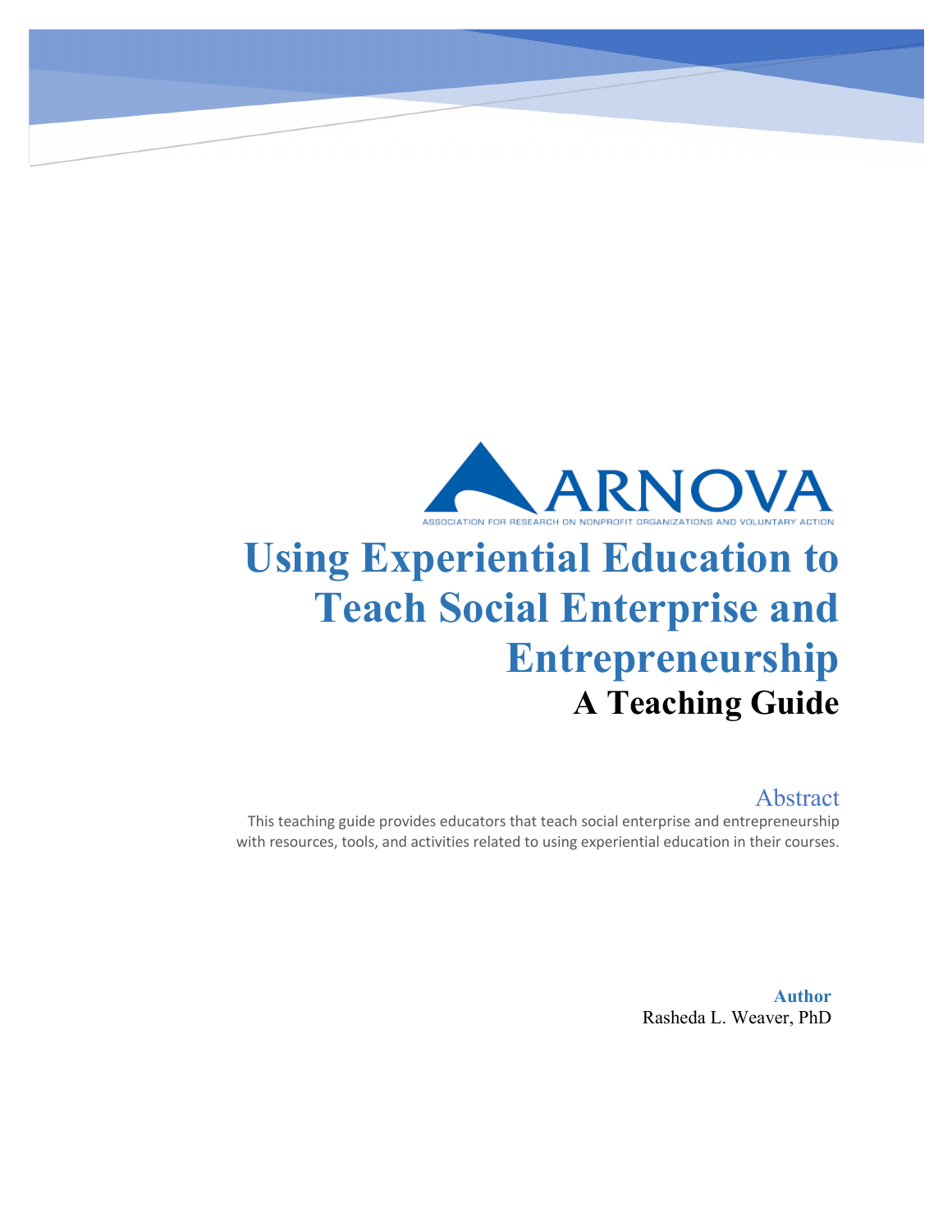ARNOVA

ASSOCIATION FOR RESEARCH ON NONPROFIT ORGANIZATIONS AND VOLUNTARY ACTION

# Using Experiential Education to Teach Social Enterprise and Entrepreneurship

## A Teaching Guide

### Abstract

This teaching guide provides educators that teach social enterprise and entrepreneurship with resources, tools, and activities related to using experiential education in their courses.

**Author**

Rasheda L. Weaver, PhD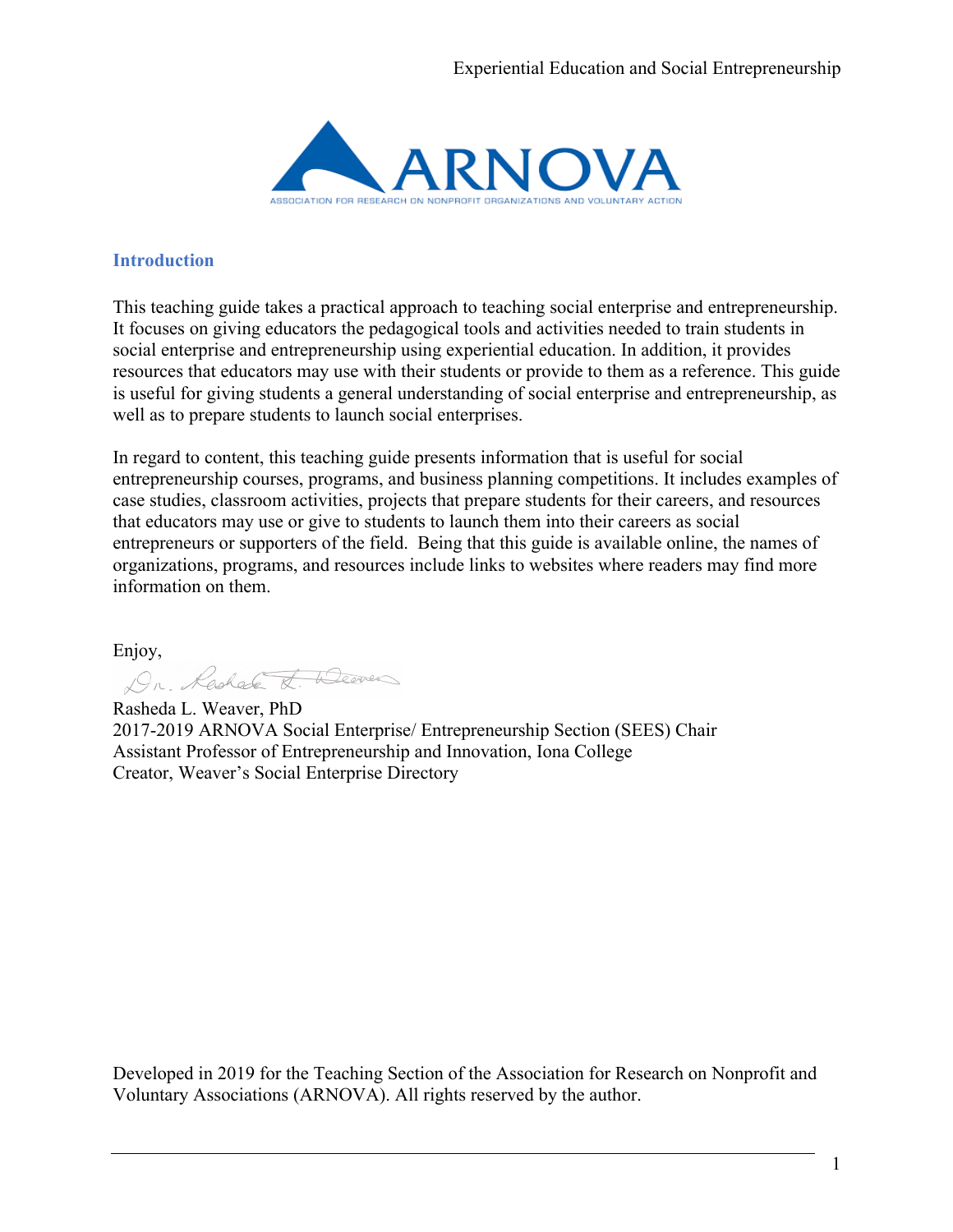## Introduction

This teaching guide takes a practical approach to teaching social enterprise and entrepreneurship. It focuses on giving educators the pedagogical tools and activities needed to train students in social enterprise and entrepreneurship using experiential education. In addition, it provides resources that educators may use with their students or provide to them as a reference. This guide is useful for giving students a general understanding of social enterprise and entrepreneurship, as well as to prepare students to launch social enterprises.

In regard to content, this teaching guide presents information that is useful for social entrepreneurship courses, programs, and business planning competitions. It includes examples of case studies, classroom activities, projects that prepare students for their careers, and resources that educators may use or give to students to launch them into their careers as social entrepreneurs or supporters of the field. Being that this guide is available online, the names of organizations, programs, and resources include links to websites where readers may find more information on them.

Enjoy,

Rasheda L. Weaver, PhD
2017-2019 ARNOVA Social Enterprise/ Entrepreneurship Section (SEES) Chair
Assistant Professor of Entrepreneurship and Innovation, Iona College
Creator, Weaver's Social Enterprise Directory

Developed in 2019 for the Teaching Section of the Association for Research on Nonprofit and Voluntary Associations (ARNOVA). All rights reserved by the author.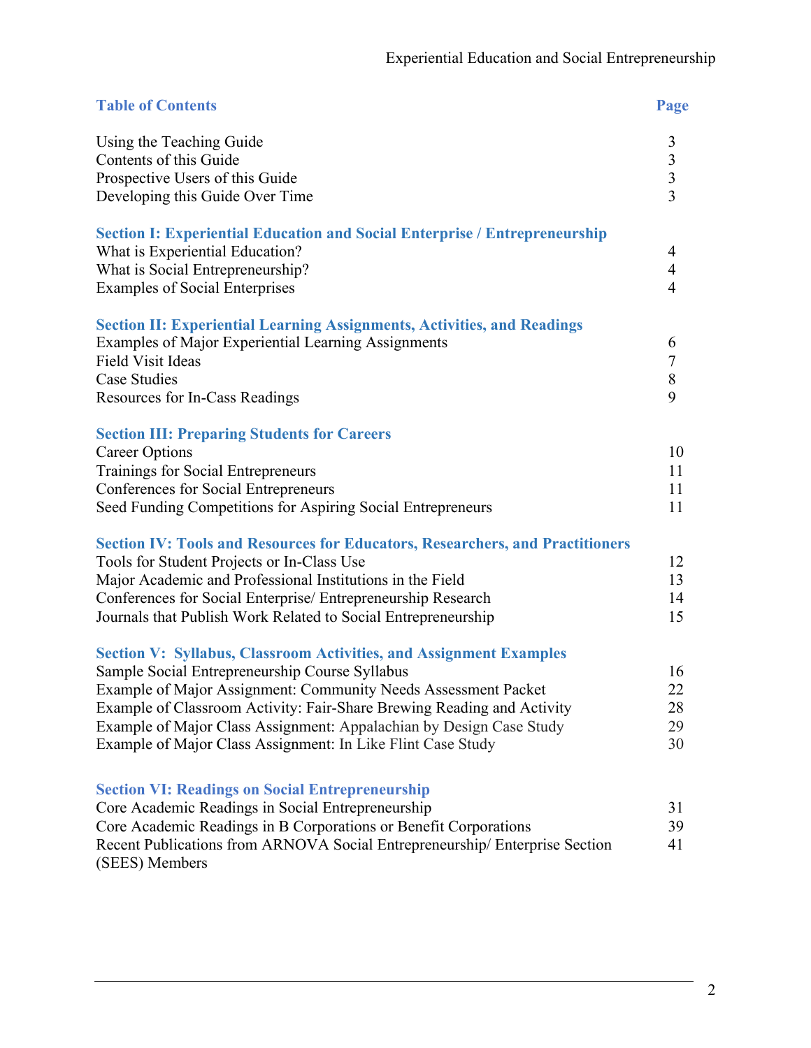## Table of Contents

| | Page |
|---|---|
| Using the Teaching Guide | 3 |
| Contents of this Guide | 3 |
| Prospective Users of this Guide | 3 |
| Developing this Guide Over Time | 3 |
| **Section I: Experiential Education and Social Enterprise / Entrepreneurship** | |
| What is Experiential Education? | 4 |
| What is Social Entrepreneurship? | 4 |
| Examples of Social Enterprises | 4 |
| **Section II: Experiential Learning Assignments, Activities, and Readings** | |
| Examples of Major Experiential Learning Assignments | 6 |
| Field Visit Ideas | 7 |
| Case Studies | 8 |
| Resources for In-Cass Readings | 9 |
| **Section III: Preparing Students for Careers** | |
| Career Options | 10 |
| Trainings for Social Entrepreneurs | 11 |
| Conferences for Social Entrepreneurs | 11 |
| Seed Funding Competitions for Aspiring Social Entrepreneurs | 11 |
| **Section IV: Tools and Resources for Educators, Researchers, and Practitioners** | |
| Tools for Student Projects or In-Class Use | 12 |
| Major Academic and Professional Institutions in the Field | 13 |
| Conferences for Social Enterprise/ Entrepreneurship Research | 14 |
| Journals that Publish Work Related to Social Entrepreneurship | 15 |
| **Section V: Syllabus, Classroom Activities, and Assignment Examples** | |
| Sample Social Entrepreneurship Course Syllabus | 16 |
| Example of Major Assignment: Community Needs Assessment Packet | 22 |
| Example of Classroom Activity: Fair-Share Brewing Reading and Activity | 28 |
| Example of Major Class Assignment: Appalachian by Design Case Study | 29 |
| Example of Major Class Assignment: In Like Flint Case Study | 30 |
| **Section VI: Readings on Social Entrepreneurship** | |
| Core Academic Readings in Social Entrepreneurship | 31 |
| Core Academic Readings in B Corporations or Benefit Corporations | 39 |
| Recent Publications from ARNOVA Social Entrepreneurship/ Enterprise Section (SEES) Members | 41 |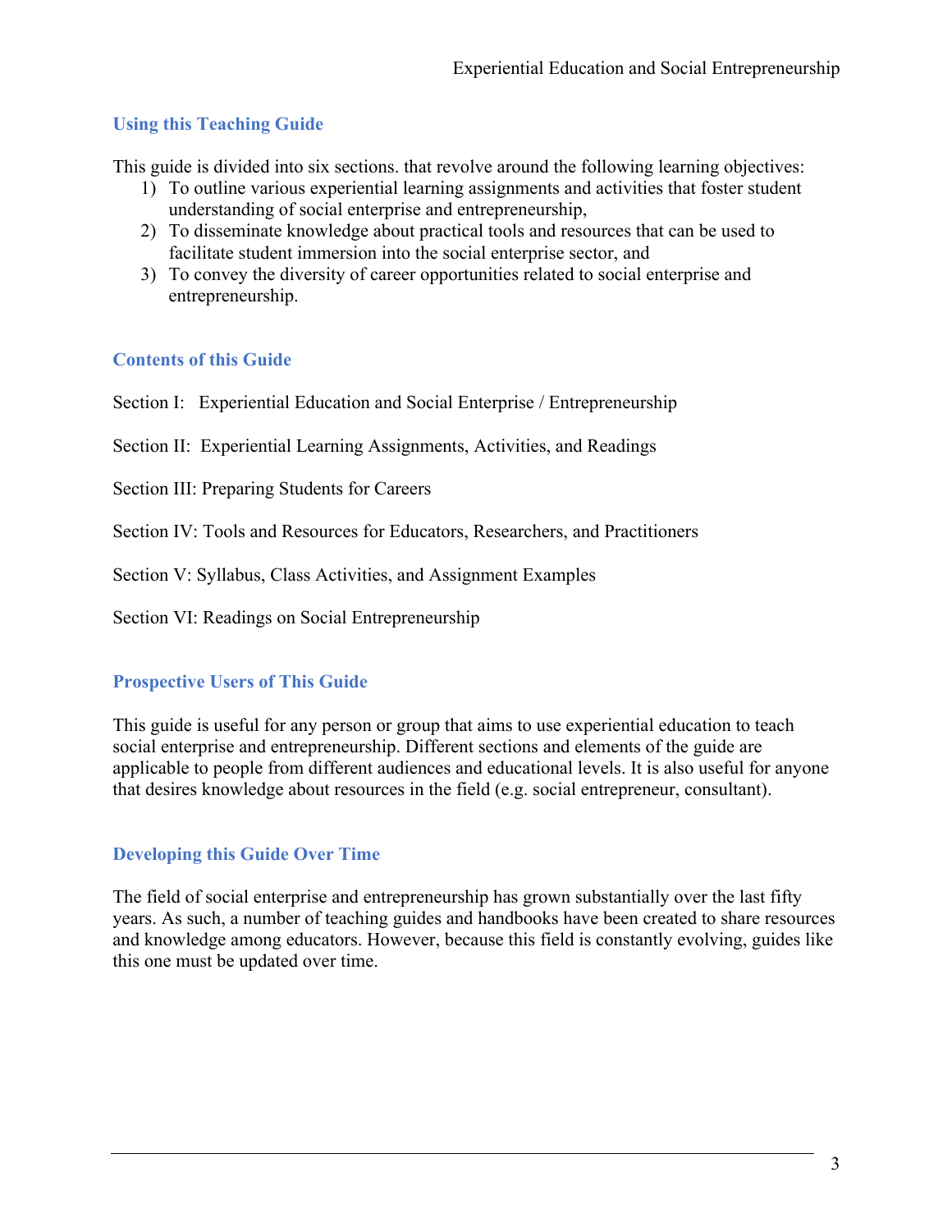## Using this Teaching Guide

This guide is divided into six sections. that revolve around the following learning objectives:

1) To outline various experiential learning assignments and activities that foster student understanding of social enterprise and entrepreneurship,
2) To disseminate knowledge about practical tools and resources that can be used to facilitate student immersion into the social enterprise sector, and
3) To convey the diversity of career opportunities related to social enterprise and entrepreneurship.

## Contents of this Guide

Section I: Experiential Education and Social Enterprise / Entrepreneurship

Section II: Experiential Learning Assignments, Activities, and Readings

Section III: Preparing Students for Careers

Section IV: Tools and Resources for Educators, Researchers, and Practitioners

Section V: Syllabus, Class Activities, and Assignment Examples

Section VI: Readings on Social Entrepreneurship

## Prospective Users of This Guide

This guide is useful for any person or group that aims to use experiential education to teach social enterprise and entrepreneurship. Different sections and elements of the guide are applicable to people from different audiences and educational levels. It is also useful for anyone that desires knowledge about resources in the field (e.g. social entrepreneur, consultant).

## Developing this Guide Over Time

The field of social enterprise and entrepreneurship has grown substantially over the last fifty years. As such, a number of teaching guides and handbooks have been created to share resources and knowledge among educators. However, because this field is constantly evolving, guides like this one must be updated over time.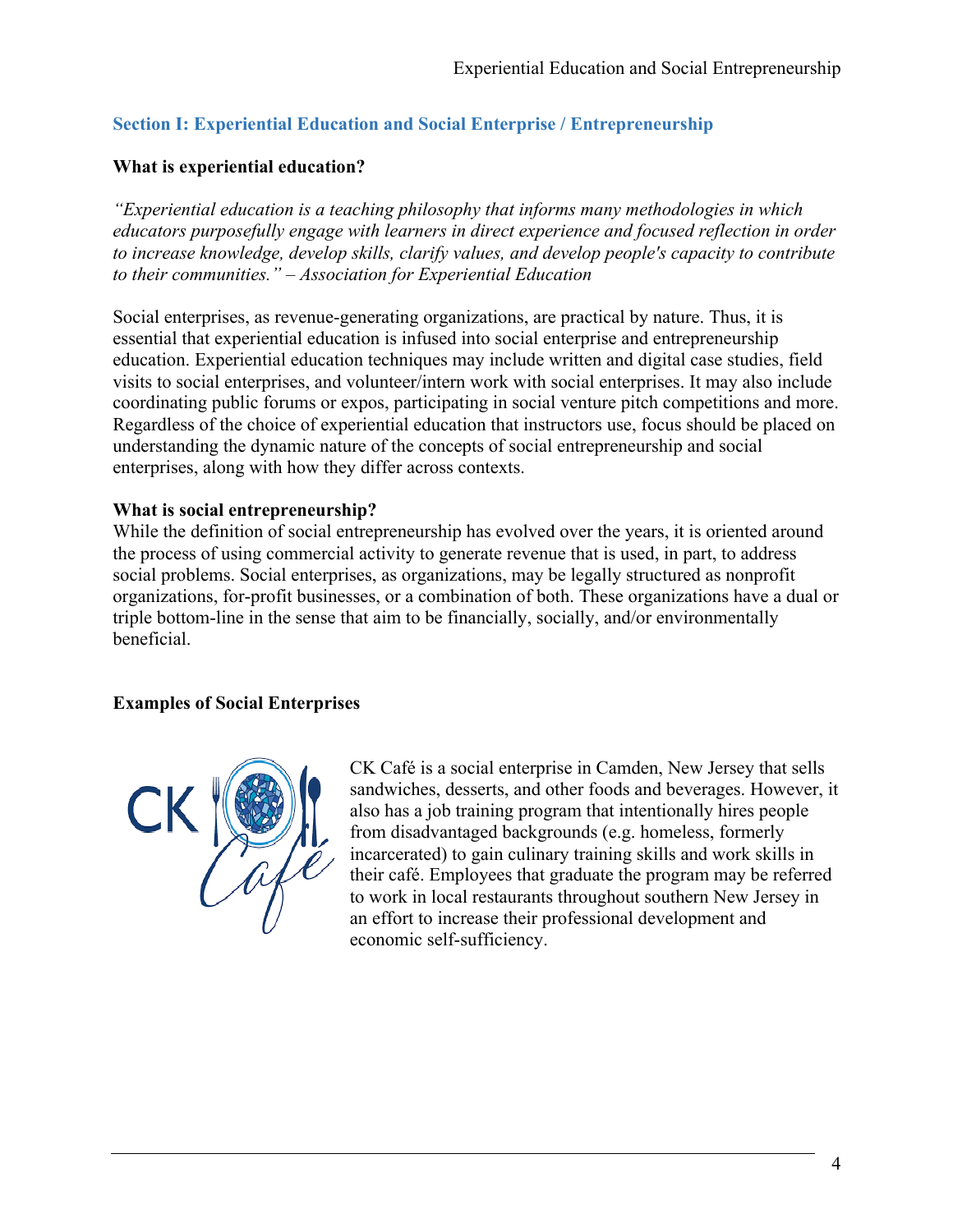## Section I: Experiential Education and Social Enterprise / Entrepreneurship

### What is experiential education?

*"Experiential education is a teaching philosophy that informs many methodologies in which educators purposefully engage with learners in direct experience and focused reflection in order to increase knowledge, develop skills, clarify values, and develop people's capacity to contribute to their communities." – Association for Experiential Education*

Social enterprises, as revenue-generating organizations, are practical by nature. Thus, it is essential that experiential education is infused into social enterprise and entrepreneurship education. Experiential education techniques may include written and digital case studies, field visits to social enterprises, and volunteer/intern work with social enterprises. It may also include coordinating public forums or expos, participating in social venture pitch competitions and more. Regardless of the choice of experiential education that instructors use, focus should be placed on understanding the dynamic nature of the concepts of social entrepreneurship and social enterprises, along with how they differ across contexts.

### What is social entrepreneurship?

While the definition of social entrepreneurship has evolved over the years, it is oriented around the process of using commercial activity to generate revenue that is used, in part, to address social problems. Social enterprises, as organizations, may be legally structured as nonprofit organizations, for-profit businesses, or a combination of both. These organizations have a dual or triple bottom-line in the sense that aim to be financially, socially, and/or environmentally beneficial.

### Examples of Social Enterprises

CK Café is a social enterprise in Camden, New Jersey that sells sandwiches, desserts, and other foods and beverages. However, it also has a job training program that intentionally hires people from disadvantaged backgrounds (e.g. homeless, formerly incarcerated) to gain culinary training skills and work skills in their café. Employees that graduate the program may be referred to work in local restaurants throughout southern New Jersey in an effort to increase their professional development and economic self-sufficiency.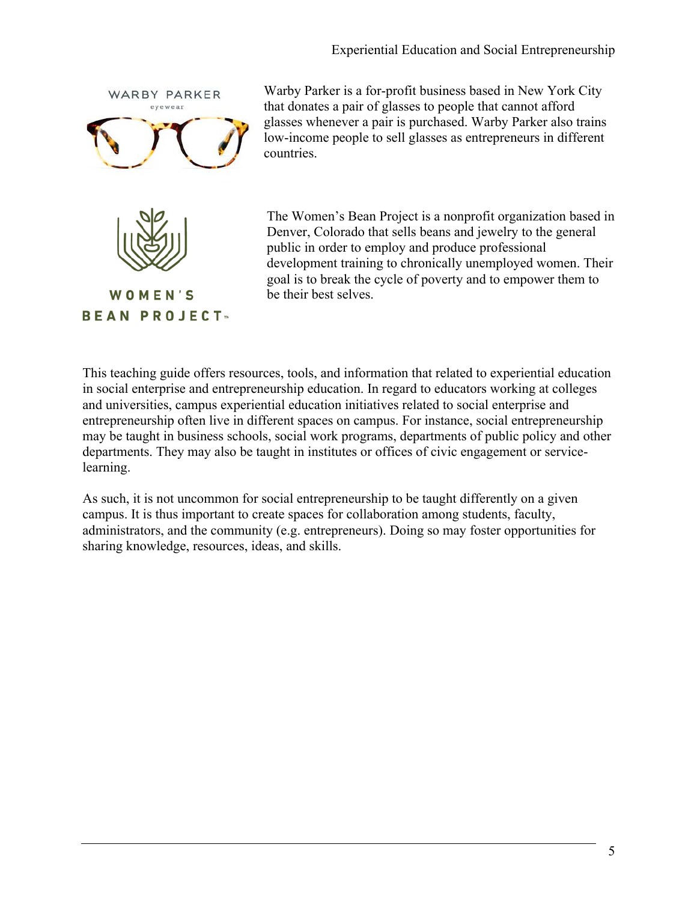WARBY PARKER
eyewear

Warby Parker is a for-profit business based in New York City that donates a pair of glasses to people that cannot afford glasses whenever a pair is purchased. Warby Parker also trains low-income people to sell glasses as entrepreneurs in different countries.

WOMEN'S BEAN PROJECT™

The Women's Bean Project is a nonprofit organization based in Denver, Colorado that sells beans and jewelry to the general public in order to employ and produce professional development training to chronically unemployed women. Their goal is to break the cycle of poverty and to empower them to be their best selves.

This teaching guide offers resources, tools, and information that related to experiential education in social enterprise and entrepreneurship education. In regard to educators working at colleges and universities, campus experiential education initiatives related to social enterprise and entrepreneurship often live in different spaces on campus. For instance, social entrepreneurship may be taught in business schools, social work programs, departments of public policy and other departments. They may also be taught in institutes or offices of civic engagement or service-learning.

As such, it is not uncommon for social entrepreneurship to be taught differently on a given campus. It is thus important to create spaces for collaboration among students, faculty, administrators, and the community (e.g. entrepreneurs). Doing so may foster opportunities for sharing knowledge, resources, ideas, and skills.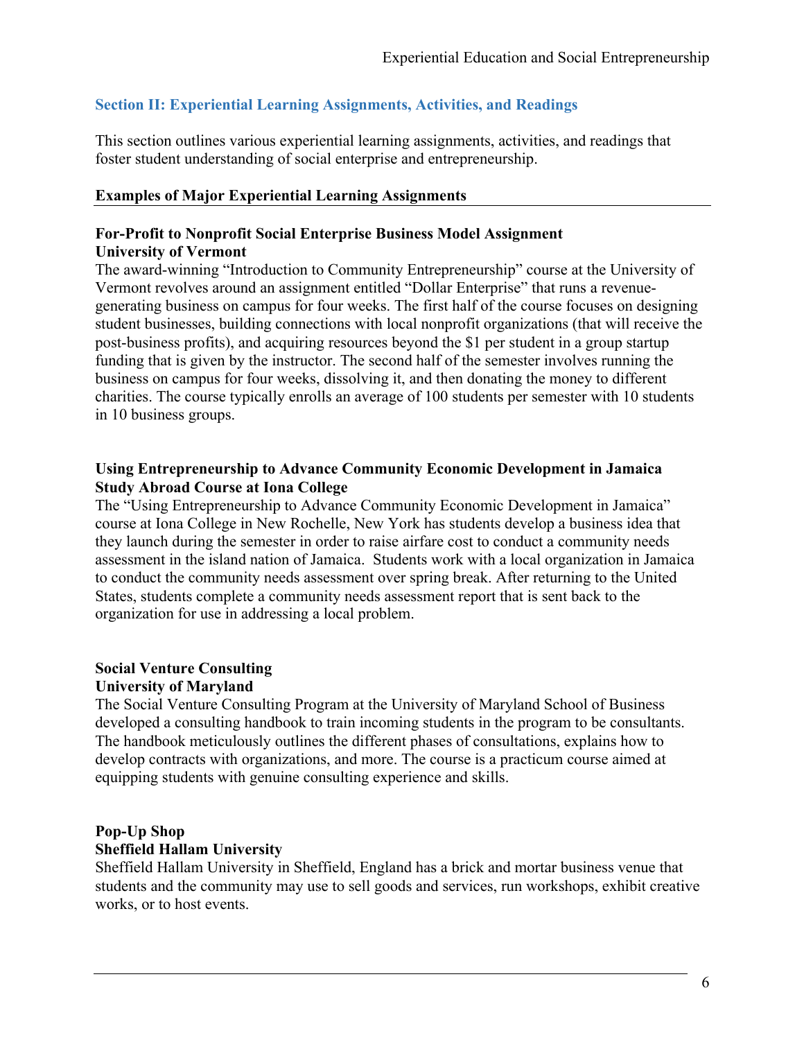## Section II: Experiential Learning Assignments, Activities, and Readings

This section outlines various experiential learning assignments, activities, and readings that foster student understanding of social enterprise and entrepreneurship.

### Examples of Major Experiential Learning Assignments

**For-Profit to Nonprofit Social Enterprise Business Model Assignment**
**University of Vermont**

The award-winning "Introduction to Community Entrepreneurship" course at the University of Vermont revolves around an assignment entitled "Dollar Enterprise" that runs a revenue-generating business on campus for four weeks. The first half of the course focuses on designing student businesses, building connections with local nonprofit organizations (that will receive the post-business profits), and acquiring resources beyond the $1 per student in a group startup funding that is given by the instructor. The second half of the semester involves running the business on campus for four weeks, dissolving it, and then donating the money to different charities. The course typically enrolls an average of 100 students per semester with 10 students in 10 business groups.

**Using Entrepreneurship to Advance Community Economic Development in Jamaica Study Abroad Course at Iona College**

The "Using Entrepreneurship to Advance Community Economic Development in Jamaica" course at Iona College in New Rochelle, New York has students develop a business idea that they launch during the semester in order to raise airfare cost to conduct a community needs assessment in the island nation of Jamaica. Students work with a local organization in Jamaica to conduct the community needs assessment over spring break. After returning to the United States, students complete a community needs assessment report that is sent back to the organization for use in addressing a local problem.

**Social Venture Consulting**
**University of Maryland**

The Social Venture Consulting Program at the University of Maryland School of Business developed a consulting handbook to train incoming students in the program to be consultants. The handbook meticulously outlines the different phases of consultations, explains how to develop contracts with organizations, and more. The course is a practicum course aimed at equipping students with genuine consulting experience and skills.

**Pop-Up Shop**
**Sheffield Hallam University**

Sheffield Hallam University in Sheffield, England has a brick and mortar business venue that students and the community may use to sell goods and services, run workshops, exhibit creative works, or to host events.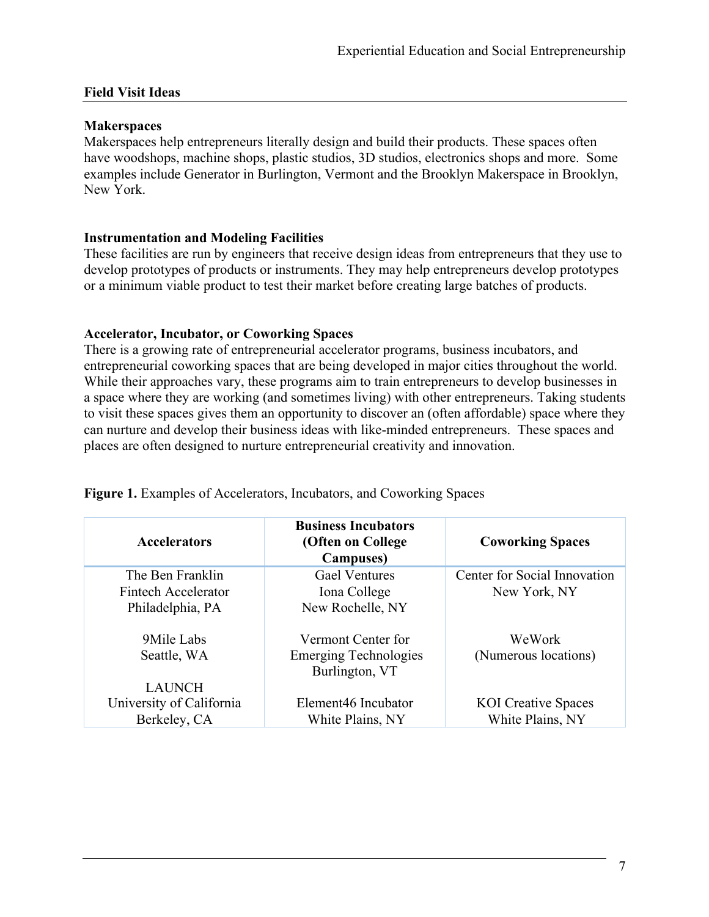## Field Visit Ideas

### Makerspaces

Makerspaces help entrepreneurs literally design and build their products. These spaces often have woodshops, machine shops, plastic studios, 3D studios, electronics shops and more. Some examples include Generator in Burlington, Vermont and the Brooklyn Makerspace in Brooklyn, New York.

### Instrumentation and Modeling Facilities

These facilities are run by engineers that receive design ideas from entrepreneurs that they use to develop prototypes of products or instruments. They may help entrepreneurs develop prototypes or a minimum viable product to test their market before creating large batches of products.

### Accelerator, Incubator, or Coworking Spaces

There is a growing rate of entrepreneurial accelerator programs, business incubators, and entrepreneurial coworking spaces that are being developed in major cities throughout the world. While their approaches vary, these programs aim to train entrepreneurs to develop businesses in a space where they are working (and sometimes living) with other entrepreneurs. Taking students to visit these spaces gives them an opportunity to discover an (often affordable) space where they can nurture and develop their business ideas with like-minded entrepreneurs. These spaces and places are often designed to nurture entrepreneurial creativity and innovation.

**Figure 1.** Examples of Accelerators, Incubators, and Coworking Spaces

| Accelerators | Business Incubators (Often on College Campuses) | Coworking Spaces |
|---|---|---|
| The Ben Franklin Fintech Accelerator Philadelphia, PA | Gael Ventures Iona College New Rochelle, NY | Center for Social Innovation New York, NY |
| 9Mile Labs Seattle, WA | Vermont Center for Emerging Technologies Burlington, VT | WeWork (Numerous locations) |
| LAUNCH University of California Berkeley, CA | Element46 Incubator White Plains, NY | KOI Creative Spaces White Plains, NY |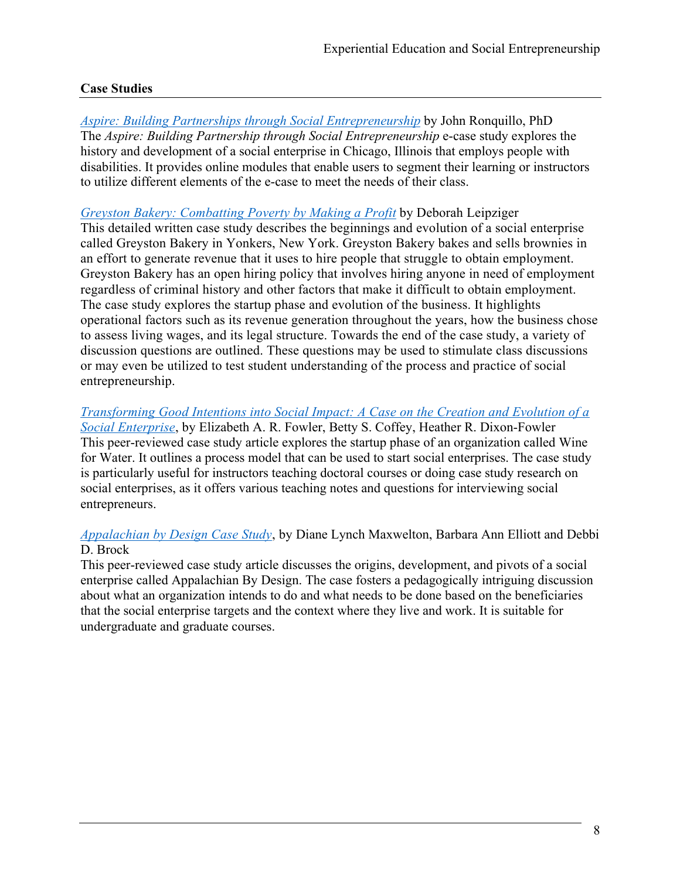**Case Studies**

_Aspire: Building Partnerships through Social Entrepreneurship_ by John Ronquillo, PhD
The *Aspire: Building Partnership through Social Entrepreneurship* e-case study explores the history and development of a social enterprise in Chicago, Illinois that employs people with disabilities. It provides online modules that enable users to segment their learning or instructors to utilize different elements of the e-case to meet the needs of their class.

_Greyston Bakery: Combatting Poverty by Making a Profit_ by Deborah Leipziger
This detailed written case study describes the beginnings and evolution of a social enterprise called Greyston Bakery in Yonkers, New York. Greyston Bakery bakes and sells brownies in an effort to generate revenue that it uses to hire people that struggle to obtain employment. Greyston Bakery has an open hiring policy that involves hiring anyone in need of employment regardless of criminal history and other factors that make it difficult to obtain employment. The case study explores the startup phase and evolution of the business. It highlights operational factors such as its revenue generation throughout the years, how the business chose to assess living wages, and its legal structure. Towards the end of the case study, a variety of discussion questions are outlined. These questions may be used to stimulate class discussions or may even be utilized to test student understanding of the process and practice of social entrepreneurship.

_Transforming Good Intentions into Social Impact: A Case on the Creation and Evolution of a Social Enterprise_, by Elizabeth A. R. Fowler, Betty S. Coffey, Heather R. Dixon-Fowler
This peer-reviewed case study article explores the startup phase of an organization called Wine for Water. It outlines a process model that can be used to start social enterprises. The case study is particularly useful for instructors teaching doctoral courses or doing case study research on social enterprises, as it offers various teaching notes and questions for interviewing social entrepreneurs.

_Appalachian by Design Case Study_, by Diane Lynch Maxwelton, Barbara Ann Elliott and Debbi D. Brock
This peer-reviewed case study article discusses the origins, development, and pivots of a social enterprise called Appalachian By Design. The case fosters a pedagogically intriguing discussion about what an organization intends to do and what needs to be done based on the beneficiaries that the social enterprise targets and the context where they live and work. It is suitable for undergraduate and graduate courses.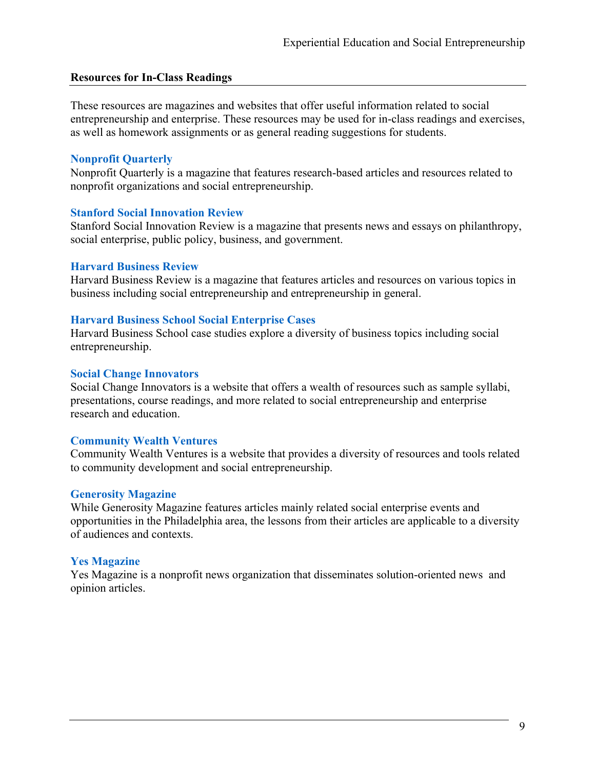## Resources for In-Class Readings

These resources are magazines and websites that offer useful information related to social entrepreneurship and enterprise. These resources may be used for in-class readings and exercises, as well as homework assignments or as general reading suggestions for students.

### Nonprofit Quarterly

Nonprofit Quarterly is a magazine that features research-based articles and resources related to nonprofit organizations and social entrepreneurship.

### Stanford Social Innovation Review

Stanford Social Innovation Review is a magazine that presents news and essays on philanthropy, social enterprise, public policy, business, and government.

### Harvard Business Review

Harvard Business Review is a magazine that features articles and resources on various topics in business including social entrepreneurship and entrepreneurship in general.

### Harvard Business School Social Enterprise Cases

Harvard Business School case studies explore a diversity of business topics including social entrepreneurship.

### Social Change Innovators

Social Change Innovators is a website that offers a wealth of resources such as sample syllabi, presentations, course readings, and more related to social entrepreneurship and enterprise research and education.

### Community Wealth Ventures

Community Wealth Ventures is a website that provides a diversity of resources and tools related to community development and social entrepreneurship.

### Generosity Magazine

While Generosity Magazine features articles mainly related social enterprise events and opportunities in the Philadelphia area, the lessons from their articles are applicable to a diversity of audiences and contexts.

### Yes Magazine

Yes Magazine is a nonprofit news organization that disseminates solution-oriented news and opinion articles.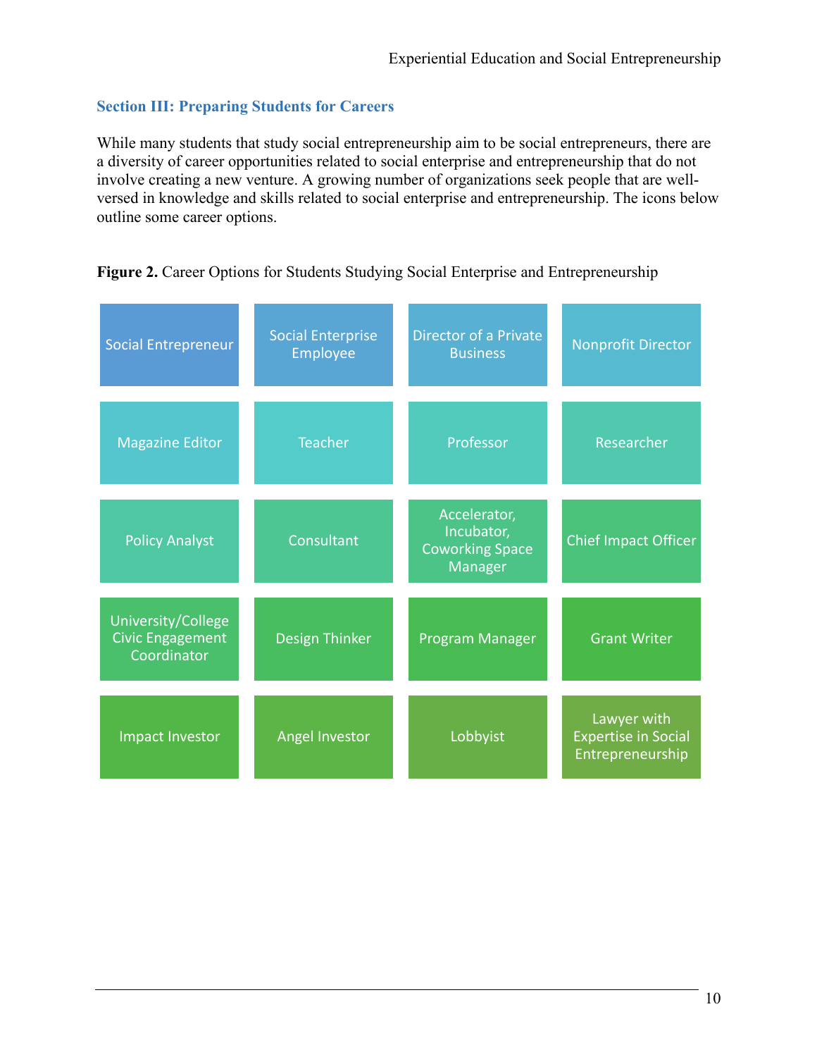### Section III: Preparing Students for Careers

While many students that study social entrepreneurship aim to be social entrepreneurs, there are a diversity of career opportunities related to social enterprise and entrepreneurship that do not involve creating a new venture. A growing number of organizations seek people that are well-versed in knowledge and skills related to social enterprise and entrepreneurship. The icons below outline some career options.

**Figure 2.** Career Options for Students Studying Social Enterprise and Entrepreneurship

| | | | |
|---|---|---|---|
| Social Entrepreneur | Social Enterprise Employee | Director of a Private Business | Nonprofit Director |
| Magazine Editor | Teacher | Professor | Researcher |
| Policy Analyst | Consultant | Accelerator, Incubator, Coworking Space Manager | Chief Impact Officer |
| University/College Civic Engagement Coordinator | Design Thinker | Program Manager | Grant Writer |
| Impact Investor | Angel Investor | Lobbyist | Lawyer with Expertise in Social Entrepreneurship |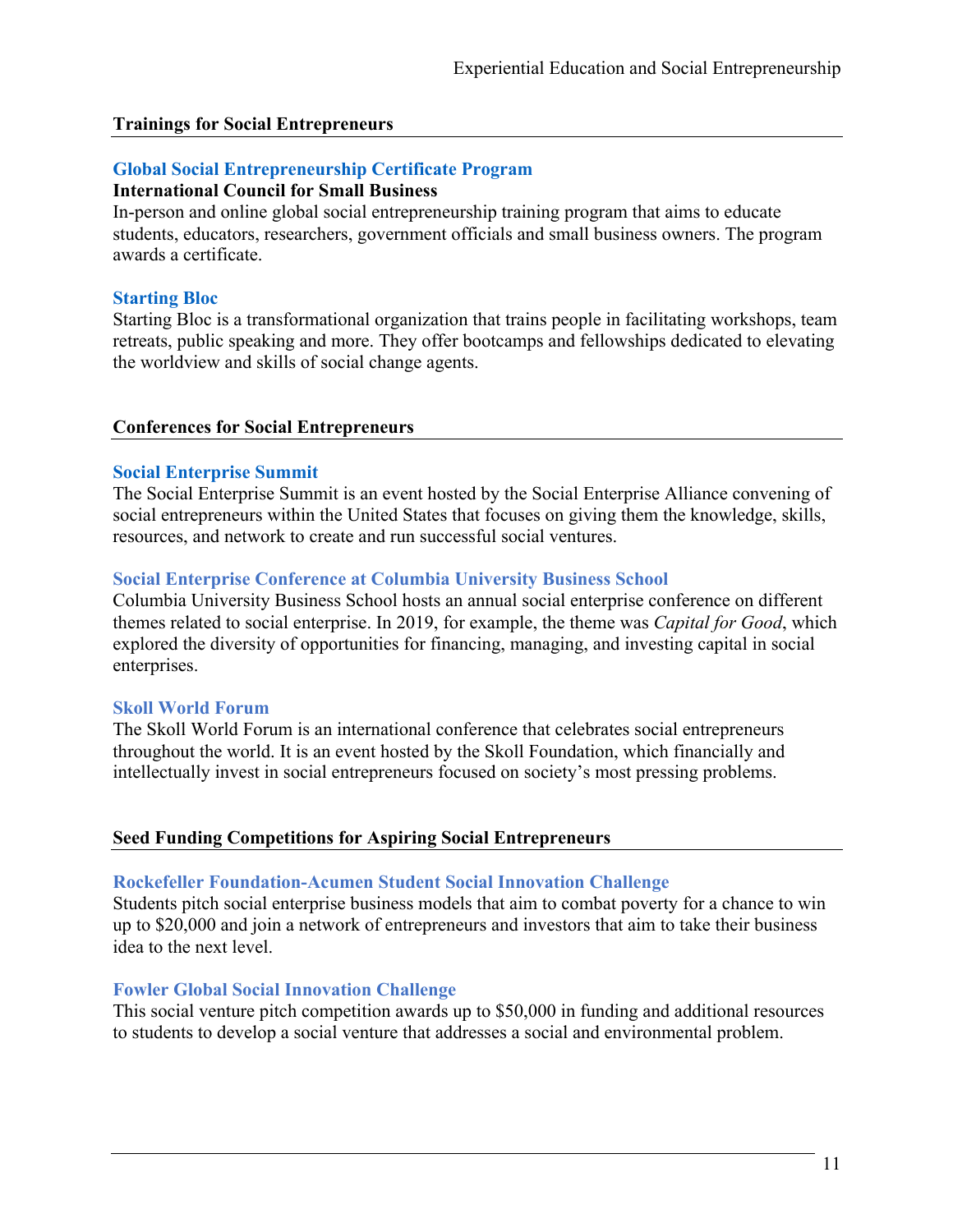## Trainings for Social Entrepreneurs

### Global Social Entrepreneurship Certificate Program

**International Council for Small Business**

In-person and online global social entrepreneurship training program that aims to educate students, educators, researchers, government officials and small business owners. The program awards a certificate.

### Starting Bloc

Starting Bloc is a transformational organization that trains people in facilitating workshops, team retreats, public speaking and more. They offer bootcamps and fellowships dedicated to elevating the worldview and skills of social change agents.

## Conferences for Social Entrepreneurs

### Social Enterprise Summit

The Social Enterprise Summit is an event hosted by the Social Enterprise Alliance convening of social entrepreneurs within the United States that focuses on giving them the knowledge, skills, resources, and network to create and run successful social ventures.

### Social Enterprise Conference at Columbia University Business School

Columbia University Business School hosts an annual social enterprise conference on different themes related to social enterprise. In 2019, for example, the theme was *Capital for Good*, which explored the diversity of opportunities for financing, managing, and investing capital in social enterprises.

### Skoll World Forum

The Skoll World Forum is an international conference that celebrates social entrepreneurs throughout the world. It is an event hosted by the Skoll Foundation, which financially and intellectually invest in social entrepreneurs focused on society's most pressing problems.

## Seed Funding Competitions for Aspiring Social Entrepreneurs

### Rockefeller Foundation-Acumen Student Social Innovation Challenge

Students pitch social enterprise business models that aim to combat poverty for a chance to win up to $20,000 and join a network of entrepreneurs and investors that aim to take their business idea to the next level.

### Fowler Global Social Innovation Challenge

This social venture pitch competition awards up to $50,000 in funding and additional resources to students to develop a social venture that addresses a social and environmental problem.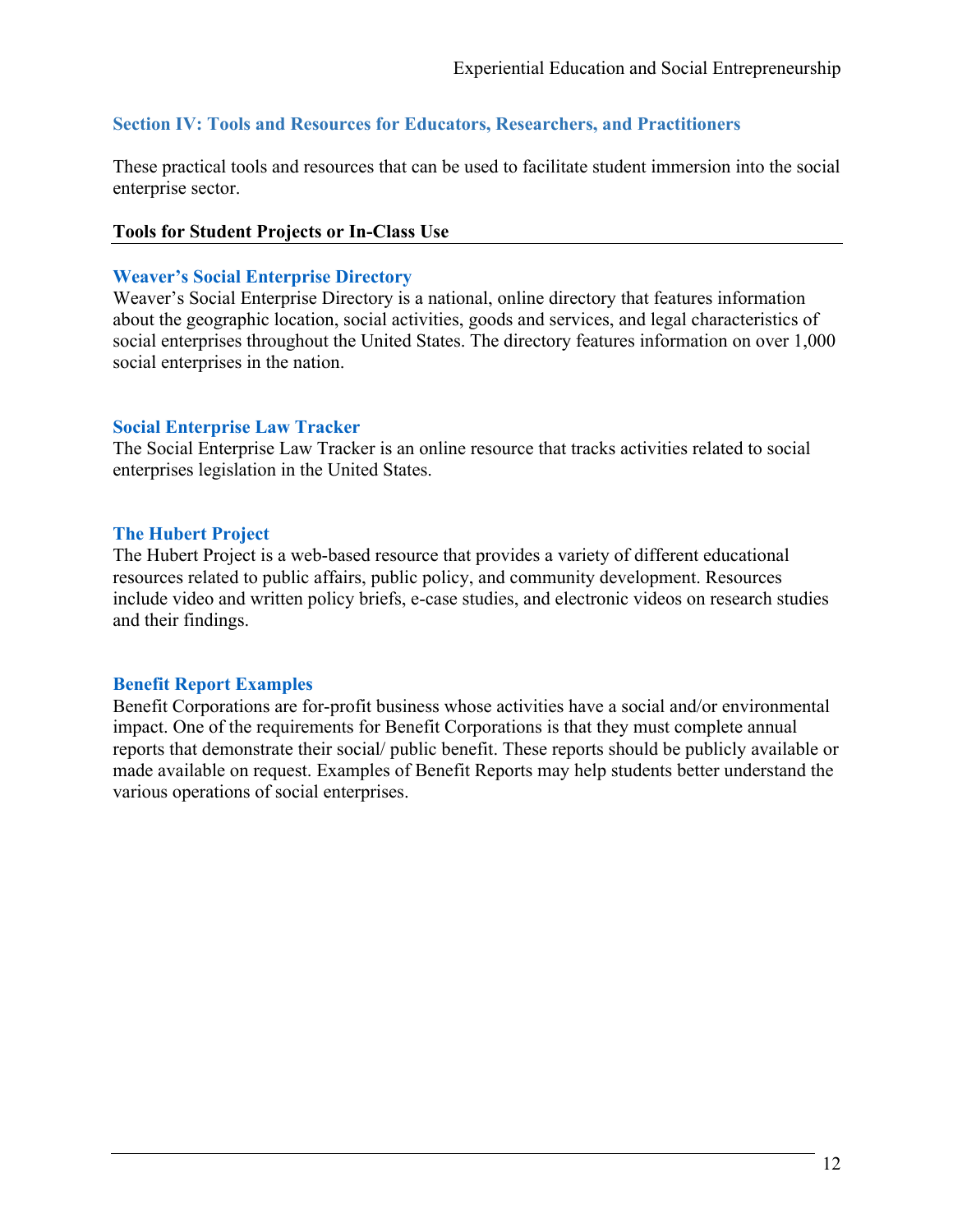## Section IV: Tools and Resources for Educators, Researchers, and Practitioners

These practical tools and resources that can be used to facilitate student immersion into the social enterprise sector.

### Tools for Student Projects or In-Class Use

#### Weaver's Social Enterprise Directory

Weaver's Social Enterprise Directory is a national, online directory that features information about the geographic location, social activities, goods and services, and legal characteristics of social enterprises throughout the United States. The directory features information on over 1,000 social enterprises in the nation.

#### Social Enterprise Law Tracker

The Social Enterprise Law Tracker is an online resource that tracks activities related to social enterprises legislation in the United States.

#### The Hubert Project

The Hubert Project is a web-based resource that provides a variety of different educational resources related to public affairs, public policy, and community development. Resources include video and written policy briefs, e-case studies, and electronic videos on research studies and their findings.

#### Benefit Report Examples

Benefit Corporations are for-profit business whose activities have a social and/or environmental impact. One of the requirements for Benefit Corporations is that they must complete annual reports that demonstrate their social/ public benefit. These reports should be publicly available or made available on request. Examples of Benefit Reports may help students better understand the various operations of social enterprises.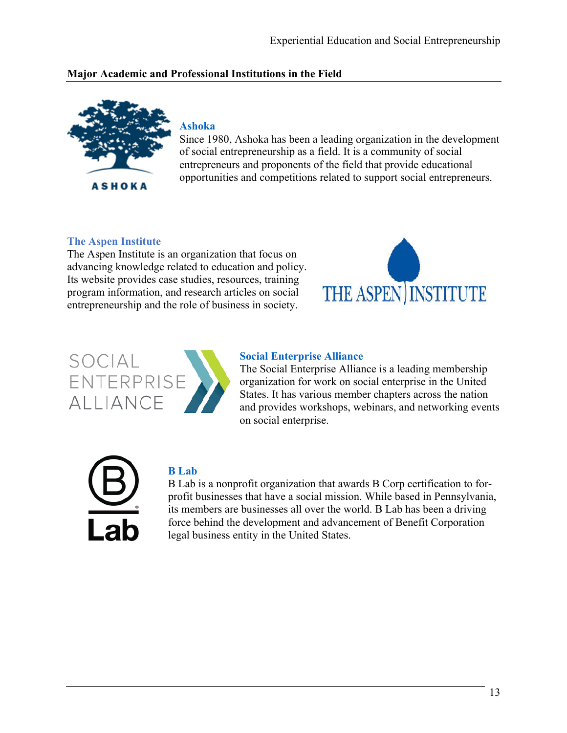## Major Academic and Professional Institutions in the Field

### Ashoka

Since 1980, Ashoka has been a leading organization in the development of social entrepreneurship as a field. It is a community of social entrepreneurs and proponents of the field that provide educational opportunities and competitions related to support social entrepreneurs.

### The Aspen Institute

The Aspen Institute is an organization that focus on advancing knowledge related to education and policy. Its website provides case studies, resources, training program information, and research articles on social entrepreneurship and the role of business in society.

### Social Enterprise Alliance

The Social Enterprise Alliance is a leading membership organization for work on social enterprise in the United States. It has various member chapters across the nation and provides workshops, webinars, and networking events on social enterprise.

### B Lab

B Lab is a nonprofit organization that awards B Corp certification to for-profit businesses that have a social mission. While based in Pennsylvania, its members are businesses all over the world. B Lab has been a driving force behind the development and advancement of Benefit Corporation legal business entity in the United States.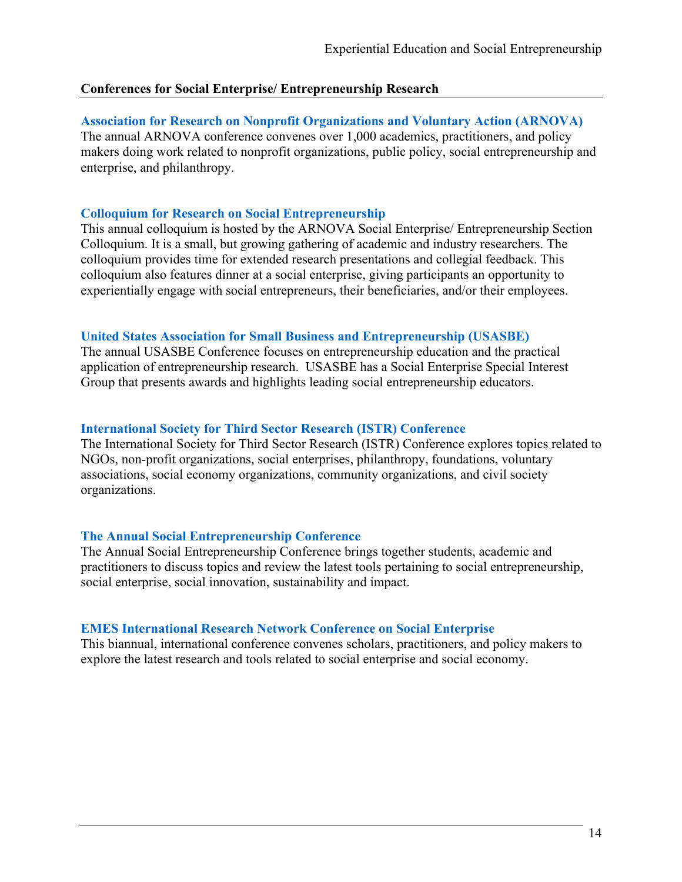## Conferences for Social Enterprise/ Entrepreneurship Research

### Association for Research on Nonprofit Organizations and Voluntary Action (ARNOVA)

The annual ARNOVA conference convenes over 1,000 academics, practitioners, and policy makers doing work related to nonprofit organizations, public policy, social entrepreneurship and enterprise, and philanthropy.

### Colloquium for Research on Social Entrepreneurship

This annual colloquium is hosted by the ARNOVA Social Enterprise/ Entrepreneurship Section Colloquium. It is a small, but growing gathering of academic and industry researchers. The colloquium provides time for extended research presentations and collegial feedback. This colloquium also features dinner at a social enterprise, giving participants an opportunity to experientially engage with social entrepreneurs, their beneficiaries, and/or their employees.

### United States Association for Small Business and Entrepreneurship (USASBE)

The annual USASBE Conference focuses on entrepreneurship education and the practical application of entrepreneurship research. USASBE has a Social Enterprise Special Interest Group that presents awards and highlights leading social entrepreneurship educators.

### International Society for Third Sector Research (ISTR) Conference

The International Society for Third Sector Research (ISTR) Conference explores topics related to NGOs, non-profit organizations, social enterprises, philanthropy, foundations, voluntary associations, social economy organizations, community organizations, and civil society organizations.

### The Annual Social Entrepreneurship Conference

The Annual Social Entrepreneurship Conference brings together students, academic and practitioners to discuss topics and review the latest tools pertaining to social entrepreneurship, social enterprise, social innovation, sustainability and impact.

### EMES International Research Network Conference on Social Enterprise

This biannual, international conference convenes scholars, practitioners, and policy makers to explore the latest research and tools related to social enterprise and social economy.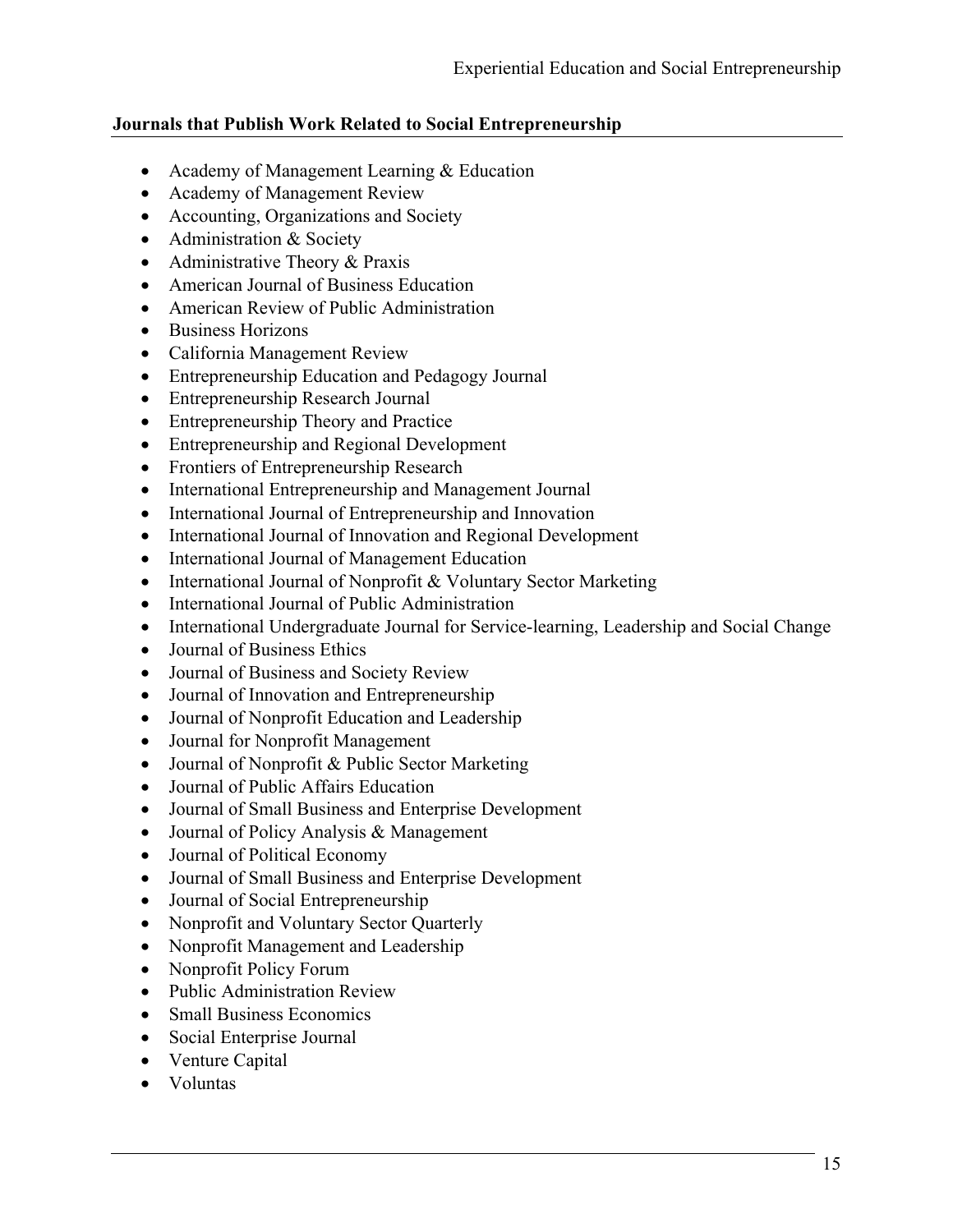## Journals that Publish Work Related to Social Entrepreneurship

- Academy of Management Learning & Education
- Academy of Management Review
- Accounting, Organizations and Society
- Administration & Society
- Administrative Theory & Praxis
- American Journal of Business Education
- American Review of Public Administration
- Business Horizons
- California Management Review
- Entrepreneurship Education and Pedagogy Journal
- Entrepreneurship Research Journal
- Entrepreneurship Theory and Practice
- Entrepreneurship and Regional Development
- Frontiers of Entrepreneurship Research
- International Entrepreneurship and Management Journal
- International Journal of Entrepreneurship and Innovation
- International Journal of Innovation and Regional Development
- International Journal of Management Education
- International Journal of Nonprofit & Voluntary Sector Marketing
- International Journal of Public Administration
- International Undergraduate Journal for Service-learning, Leadership and Social Change
- Journal of Business Ethics
- Journal of Business and Society Review
- Journal of Innovation and Entrepreneurship
- Journal of Nonprofit Education and Leadership
- Journal for Nonprofit Management
- Journal of Nonprofit & Public Sector Marketing
- Journal of Public Affairs Education
- Journal of Small Business and Enterprise Development
- Journal of Policy Analysis & Management
- Journal of Political Economy
- Journal of Small Business and Enterprise Development
- Journal of Social Entrepreneurship
- Nonprofit and Voluntary Sector Quarterly
- Nonprofit Management and Leadership
- Nonprofit Policy Forum
- Public Administration Review
- Small Business Economics
- Social Enterprise Journal
- Venture Capital
- Voluntas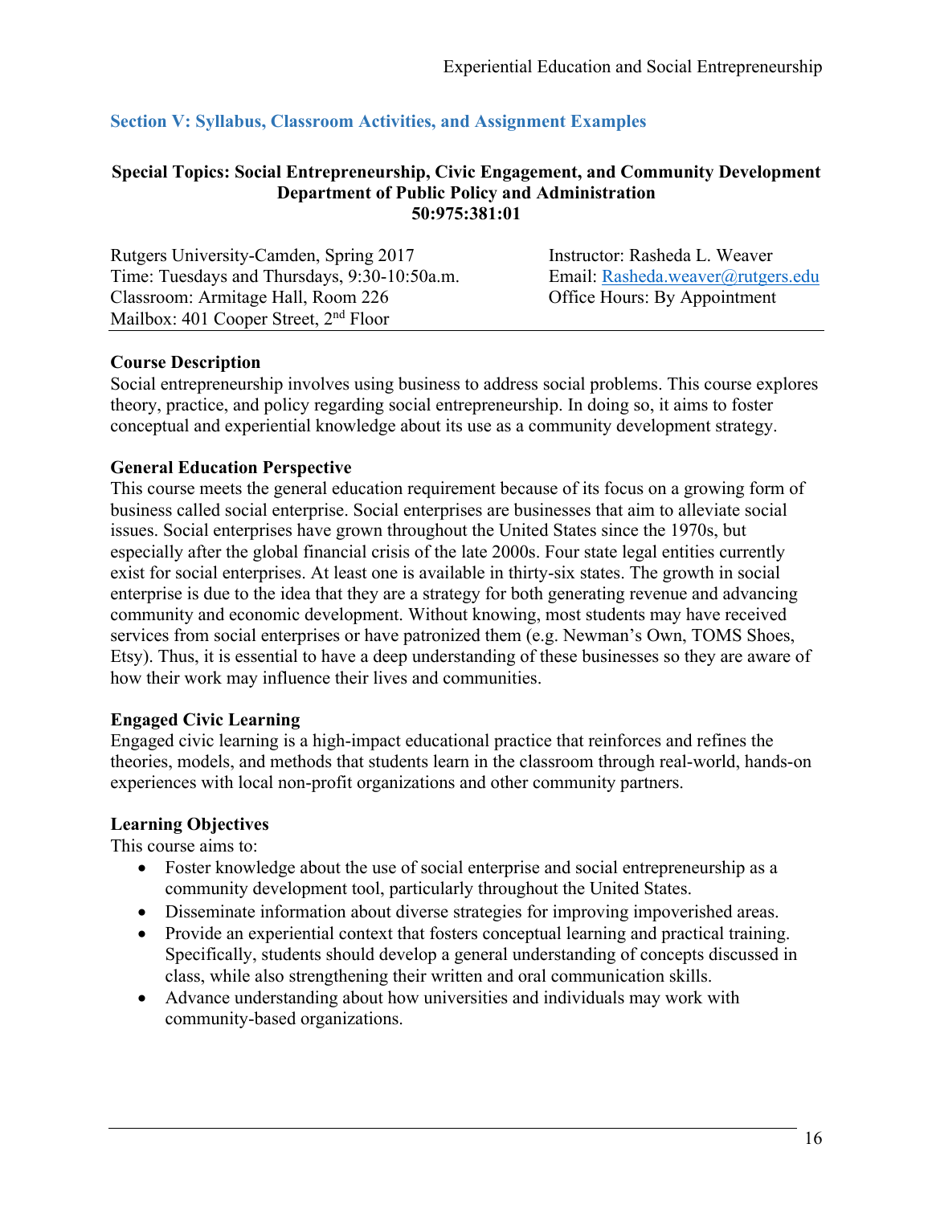## Section V: Syllabus, Classroom Activities, and Assignment Examples

**Special Topics: Social Entrepreneurship, Civic Engagement, and Community Development**
**Department of Public Policy and Administration**
**50:975:381:01**

Rutgers University-Camden, Spring 2017
Time: Tuesdays and Thursdays, 9:30-10:50a.m.
Classroom: Armitage Hall, Room 226
Mailbox: 401 Cooper Street, 2nd Floor

Instructor: Rasheda L. Weaver
Email: Rasheda.weaver@rutgers.edu
Office Hours: By Appointment

**Course Description**
Social entrepreneurship involves using business to address social problems. This course explores theory, practice, and policy regarding social entrepreneurship. In doing so, it aims to foster conceptual and experiential knowledge about its use as a community development strategy.

**General Education Perspective**
This course meets the general education requirement because of its focus on a growing form of business called social enterprise. Social enterprises are businesses that aim to alleviate social issues. Social enterprises have grown throughout the United States since the 1970s, but especially after the global financial crisis of the late 2000s. Four state legal entities currently exist for social enterprises. At least one is available in thirty-six states. The growth in social enterprise is due to the idea that they are a strategy for both generating revenue and advancing community and economic development. Without knowing, most students may have received services from social enterprises or have patronized them (e.g. Newman's Own, TOMS Shoes, Etsy). Thus, it is essential to have a deep understanding of these businesses so they are aware of how their work may influence their lives and communities.

**Engaged Civic Learning**
Engaged civic learning is a high-impact educational practice that reinforces and refines the theories, models, and methods that students learn in the classroom through real-world, hands-on experiences with local non-profit organizations and other community partners.

**Learning Objectives**
This course aims to:

- Foster knowledge about the use of social enterprise and social entrepreneurship as a community development tool, particularly throughout the United States.
- Disseminate information about diverse strategies for improving impoverished areas.
- Provide an experiential context that fosters conceptual learning and practical training. Specifically, students should develop a general understanding of concepts discussed in class, while also strengthening their written and oral communication skills.
- Advance understanding about how universities and individuals may work with community-based organizations.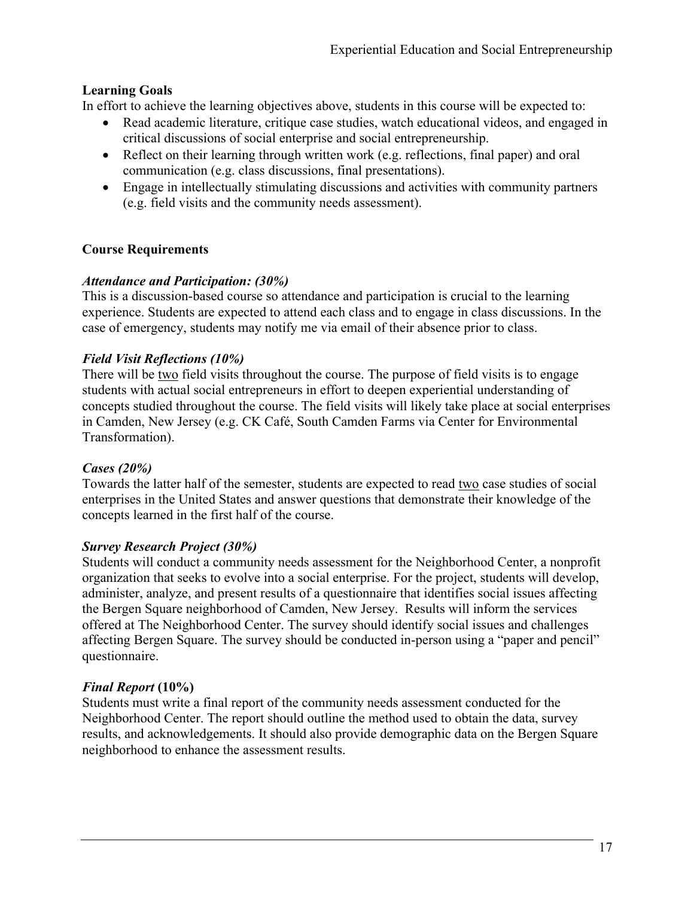**Learning Goals**

In effort to achieve the learning objectives above, students in this course will be expected to:

- Read academic literature, critique case studies, watch educational videos, and engaged in critical discussions of social enterprise and social entrepreneurship.
- Reflect on their learning through written work (e.g. reflections, final paper) and oral communication (e.g. class discussions, final presentations).
- Engage in intellectually stimulating discussions and activities with community partners (e.g. field visits and the community needs assessment).

**Course Requirements**

***Attendance and Participation: (30%)***

This is a discussion-based course so attendance and participation is crucial to the learning experience. Students are expected to attend each class and to engage in class discussions. In the case of emergency, students may notify me via email of their absence prior to class.

***Field Visit Reflections (10%)***

There will be two field visits throughout the course. The purpose of field visits is to engage students with actual social entrepreneurs in effort to deepen experiential understanding of concepts studied throughout the course. The field visits will likely take place at social enterprises in Camden, New Jersey (e.g. CK Café, South Camden Farms via Center for Environmental Transformation).

***Cases (20%)***

Towards the latter half of the semester, students are expected to read two case studies of social enterprises in the United States and answer questions that demonstrate their knowledge of the concepts learned in the first half of the course.

***Survey Research Project (30%)***

Students will conduct a community needs assessment for the Neighborhood Center, a nonprofit organization that seeks to evolve into a social enterprise. For the project, students will develop, administer, analyze, and present results of a questionnaire that identifies social issues affecting the Bergen Square neighborhood of Camden, New Jersey. Results will inform the services offered at The Neighborhood Center. The survey should identify social issues and challenges affecting Bergen Square. The survey should be conducted in-person using a "paper and pencil" questionnaire.

***Final Report* (10%)**

Students must write a final report of the community needs assessment conducted for the Neighborhood Center. The report should outline the method used to obtain the data, survey results, and acknowledgements. It should also provide demographic data on the Bergen Square neighborhood to enhance the assessment results.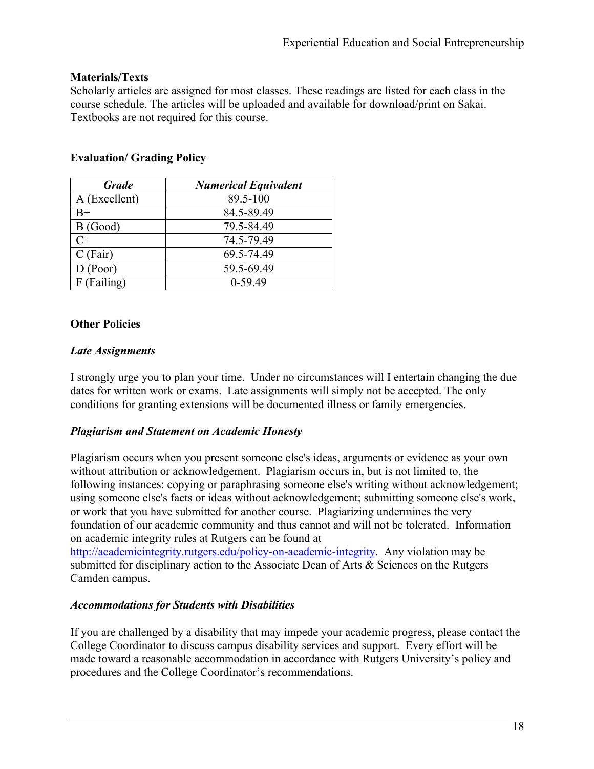**Materials/Texts**

Scholarly articles are assigned for most classes. These readings are listed for each class in the course schedule. The articles will be uploaded and available for download/print on Sakai. Textbooks are not required for this course.

**Evaluation/ Grading Policy**

| ***Grade*** | ***Numerical Equivalent*** |
|---|---|
| A (Excellent) | 89.5-100 |
| B+ | 84.5-89.49 |
| B (Good) | 79.5-84.49 |
| C+ | 74.5-79.49 |
| C (Fair) | 69.5-74.49 |
| D (Poor) | 59.5-69.49 |
| F (Failing) | 0-59.49 |

**Other Policies**

***Late Assignments***

I strongly urge you to plan your time. Under no circumstances will I entertain changing the due dates for written work or exams. Late assignments will simply not be accepted. The only conditions for granting extensions will be documented illness or family emergencies.

***Plagiarism and Statement on Academic Honesty***

Plagiarism occurs when you present someone else's ideas, arguments or evidence as your own without attribution or acknowledgement. Plagiarism occurs in, but is not limited to, the following instances: copying or paraphrasing someone else's writing without acknowledgement; using someone else's facts or ideas without acknowledgement; submitting someone else's work, or work that you have submitted for another course. Plagiarizing undermines the very foundation of our academic community and thus cannot and will not be tolerated. Information on academic integrity rules at Rutgers can be found at http://academicintegrity.rutgers.edu/policy-on-academic-integrity. Any violation may be submitted for disciplinary action to the Associate Dean of Arts & Sciences on the Rutgers Camden campus.

***Accommodations for Students with Disabilities***

If you are challenged by a disability that may impede your academic progress, please contact the College Coordinator to discuss campus disability services and support. Every effort will be made toward a reasonable accommodation in accordance with Rutgers University's policy and procedures and the College Coordinator's recommendations.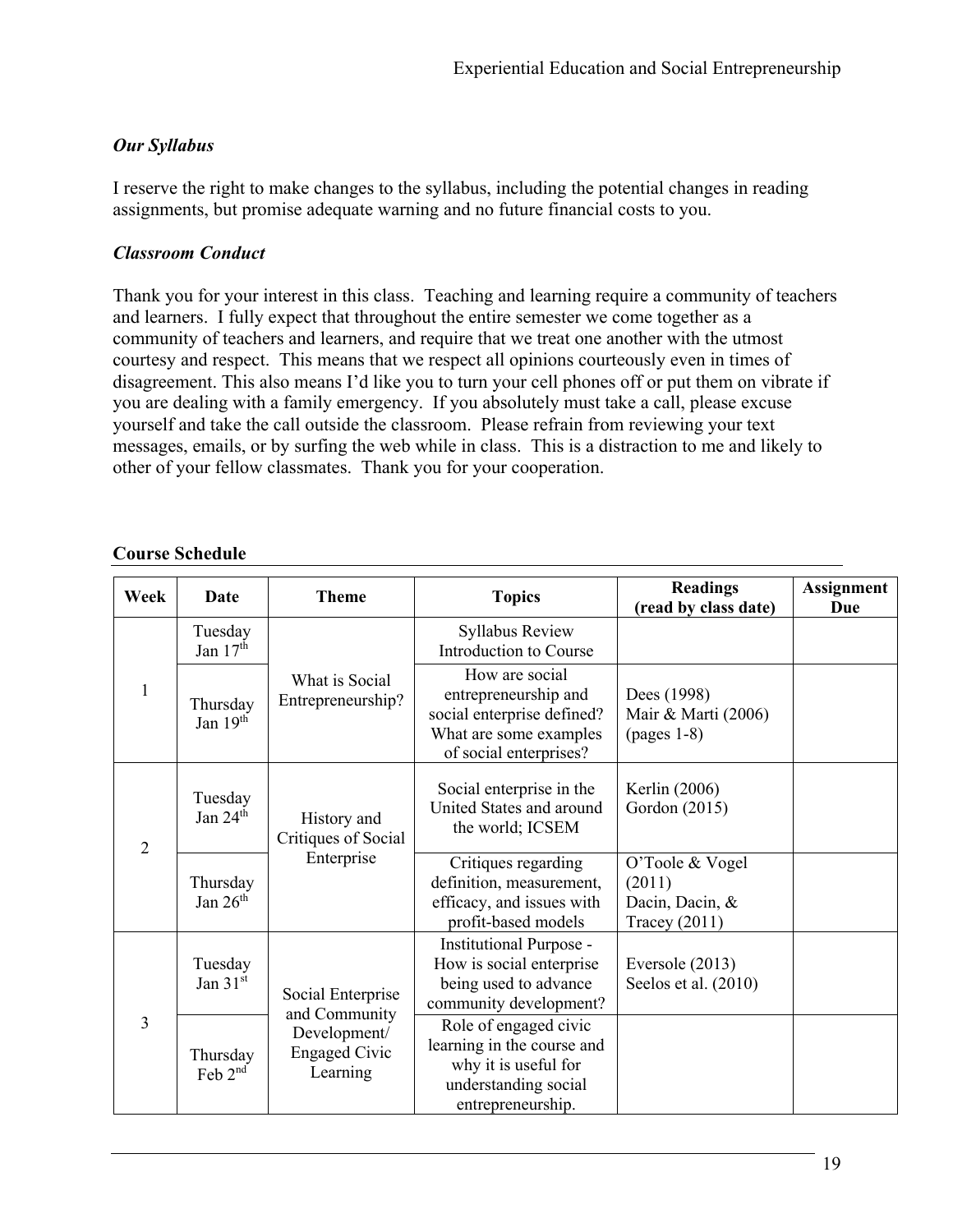### *Our Syllabus*

I reserve the right to make changes to the syllabus, including the potential changes in reading assignments, but promise adequate warning and no future financial costs to you.

### *Classroom Conduct*

Thank you for your interest in this class. Teaching and learning require a community of teachers and learners. I fully expect that throughout the entire semester we come together as a community of teachers and learners, and require that we treat one another with the utmost courtesy and respect. This means that we respect all opinions courteously even in times of disagreement. This also means I'd like you to turn your cell phones off or put them on vibrate if you are dealing with a family emergency. If you absolutely must take a call, please excuse yourself and take the call outside the classroom. Please refrain from reviewing your text messages, emails, or by surfing the web while in class. This is a distraction to me and likely to other of your fellow classmates. Thank you for your cooperation.

## Course Schedule

| Week | Date | Theme | Topics | Readings (read by class date) | Assignment Due |
|---|---|---|---|---|---|
| 1 | Tuesday Jan 17th | What is Social Entrepreneurship? | Syllabus Review Introduction to Course | | |
| | Thursday Jan 19th | | How are social entrepreneurship and social enterprise defined? What are some examples of social enterprises? | Dees (1998) Mair & Marti (2006) (pages 1-8) | |
| 2 | Tuesday Jan 24th | History and Critiques of Social Enterprise | Social enterprise in the United States and around the world; ICSEM | Kerlin (2006) Gordon (2015) | |
| | Thursday Jan 26th | | Critiques regarding definition, measurement, efficacy, and issues with profit-based models | O'Toole & Vogel (2011) Dacin, Dacin, & Tracey (2011) | |
| 3 | Tuesday Jan 31st | Social Enterprise and Community Development/ Engaged Civic Learning | Institutional Purpose - How is social enterprise being used to advance community development? | Eversole (2013) Seelos et al. (2010) | |
| | Thursday Feb 2nd | | Role of engaged civic learning in the course and why it is useful for understanding social entrepreneurship. | | |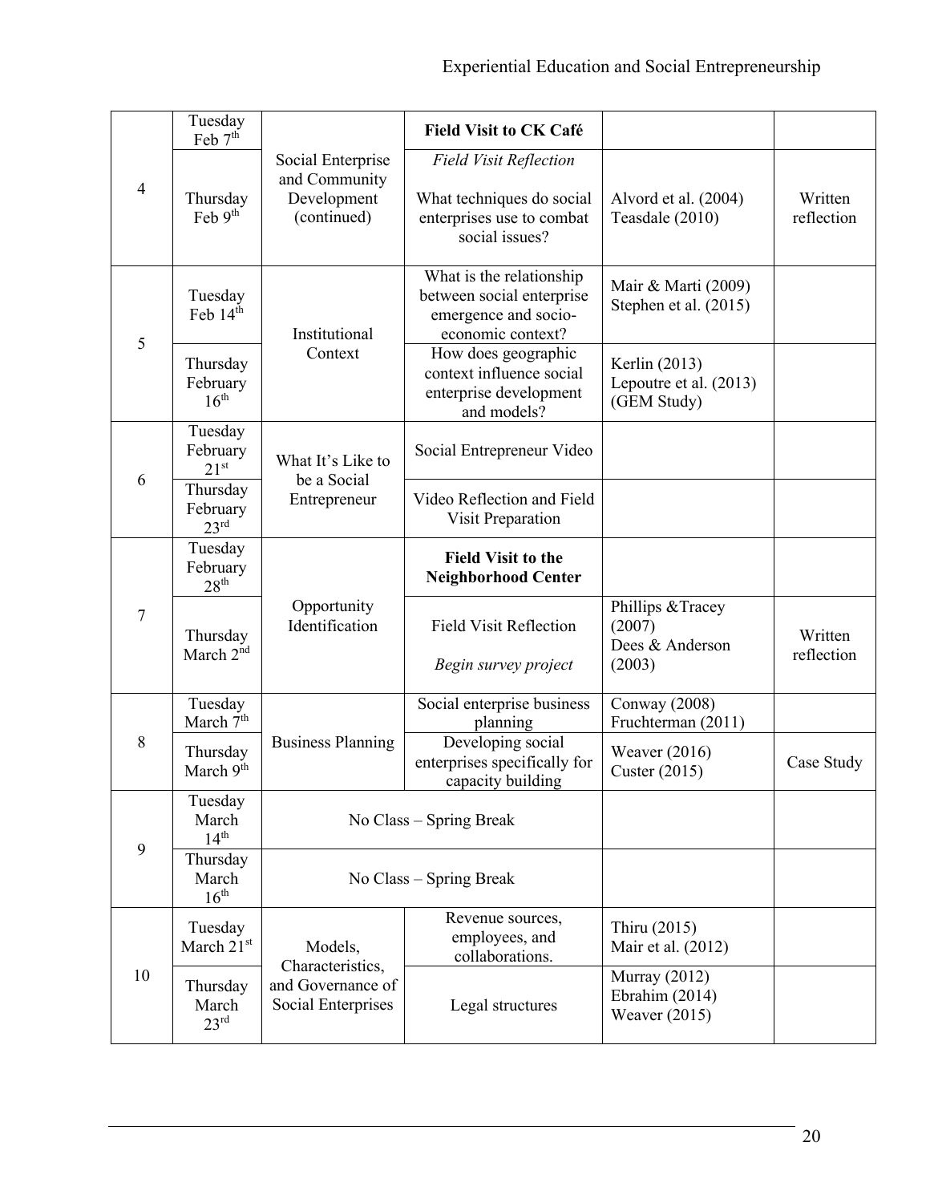| | | | | | |
|---|---|---|---|---|---|
| 4 | Tuesday Feb 7th | Social Enterprise and Community Development (continued) | **Field Visit to CK Café** | | |
| | Thursday Feb 9th | | *Field Visit Reflection* What techniques do social enterprises use to combat social issues? | Alvord et al. (2004) Teasdale (2010) | Written reflection |
| 5 | Tuesday Feb 14th | Institutional Context | What is the relationship between social enterprise emergence and socio-economic context? | Mair & Marti (2009) Stephen et al. (2015) | |
| | Thursday February 16th | | How does geographic context influence social enterprise development and models? | Kerlin (2013) Lepoutre et al. (2013) (GEM Study) | |
| 6 | Tuesday February 21st | What It's Like to be a Social Entrepreneur | Social Entrepreneur Video | | |
| | Thursday February 23rd | | Video Reflection and Field Visit Preparation | | |
| 7 | Tuesday February 28th | Opportunity Identification | **Field Visit to the Neighborhood Center** | | |
| | Thursday March 2nd | | Field Visit Reflection *Begin survey project* | Phillips &Tracey (2007) Dees & Anderson (2003) | Written reflection |
| 8 | Tuesday March 7th | Business Planning | Social enterprise business planning | Conway (2008) Fruchterman (2011) | |
| | Thursday March 9th | | Developing social enterprises specifically for capacity building | Weaver (2016) Custer (2015) | Case Study |
| 9 | Tuesday March 14th | No Class – Spring Break | | | |
| | Thursday March 16th | No Class – Spring Break | | | |
| 10 | Tuesday March 21st | Models, Characteristics, and Governance of Social Enterprises | Revenue sources, employees, and collaborations. | Thiru (2015) Mair et al. (2012) | |
| | Thursday March 23rd | | Legal structures | Murray (2012) Ebrahim (2014) Weaver (2015) | |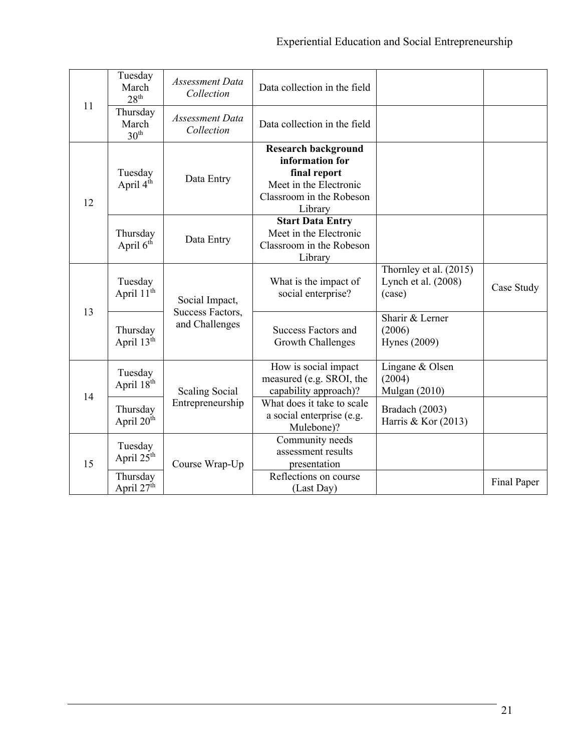| 11 | Tuesday March 28th | *Assessment Data Collection* | Data collection in the field | | |
|---|---|---|---|---|---|
| | Thursday March 30th | *Assessment Data Collection* | Data collection in the field | | |
| 12 | Tuesday April 4th | Data Entry | **Research background information for final report** Meet in the Electronic Classroom in the Robeson Library | | |
| | Thursday April 6th | Data Entry | **Start Data Entry** Meet in the Electronic Classroom in the Robeson Library | | |
| 13 | Tuesday April 11th | Social Impact, Success Factors, and Challenges | What is the impact of social enterprise? | Thornley et al. (2015) Lynch et al. (2008) (case) | Case Study |
| | Thursday April 13th | | Success Factors and Growth Challenges | Sharir & Lerner (2006) Hynes (2009) | |
| 14 | Tuesday April 18th | Scaling Social Entrepreneurship | How is social impact measured (e.g. SROI, the capability approach)? | Lingane & Olsen (2004) Mulgan (2010) | |
| | Thursday April 20th | | What does it take to scale a social enterprise (e.g. Mulebone)? | Bradach (2003) Harris & Kor (2013) | |
| 15 | Tuesday April 25th | Course Wrap-Up | Community needs assessment results presentation | | |
| | Thursday April 27th | | Reflections on course (Last Day) | | Final Paper |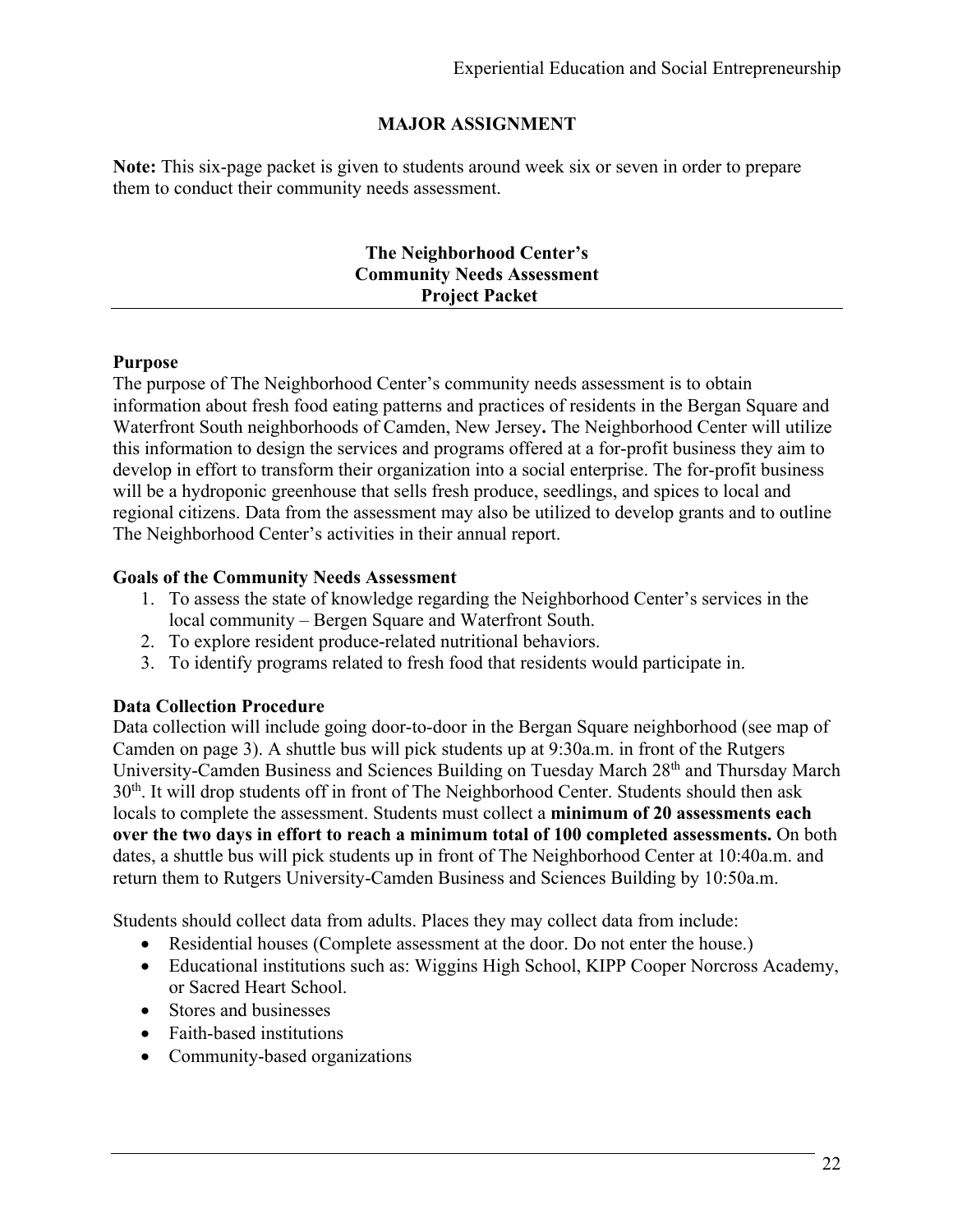**MAJOR ASSIGNMENT**

**Note:** This six-page packet is given to students around week six or seven in order to prepare them to conduct their community needs assessment.

**The Neighborhood Center's**
**Community Needs Assessment**
**Project Packet**

---

**Purpose**

The purpose of The Neighborhood Center's community needs assessment is to obtain information about fresh food eating patterns and practices of residents in the Bergan Square and Waterfront South neighborhoods of Camden, New Jersey**.** The Neighborhood Center will utilize this information to design the services and programs offered at a for-profit business they aim to develop in effort to transform their organization into a social enterprise. The for-profit business will be a hydroponic greenhouse that sells fresh produce, seedlings, and spices to local and regional citizens. Data from the assessment may also be utilized to develop grants and to outline The Neighborhood Center's activities in their annual report.

**Goals of the Community Needs Assessment**

1. To assess the state of knowledge regarding the Neighborhood Center's services in the local community – Bergen Square and Waterfront South.
2. To explore resident produce-related nutritional behaviors.
3. To identify programs related to fresh food that residents would participate in.

**Data Collection Procedure**

Data collection will include going door-to-door in the Bergan Square neighborhood (see map of Camden on page 3). A shuttle bus will pick students up at 9:30a.m. in front of the Rutgers University-Camden Business and Sciences Building on Tuesday March 28th and Thursday March 30th. It will drop students off in front of The Neighborhood Center. Students should then ask locals to complete the assessment. Students must collect a **minimum of 20 assessments each over the two days in effort to reach a minimum total of 100 completed assessments.** On both dates, a shuttle bus will pick students up in front of The Neighborhood Center at 10:40a.m. and return them to Rutgers University-Camden Business and Sciences Building by 10:50a.m.

Students should collect data from adults. Places they may collect data from include:

- Residential houses (Complete assessment at the door. Do not enter the house.)
- Educational institutions such as: Wiggins High School, KIPP Cooper Norcross Academy, or Sacred Heart School.
- Stores and businesses
- Faith-based institutions
- Community-based organizations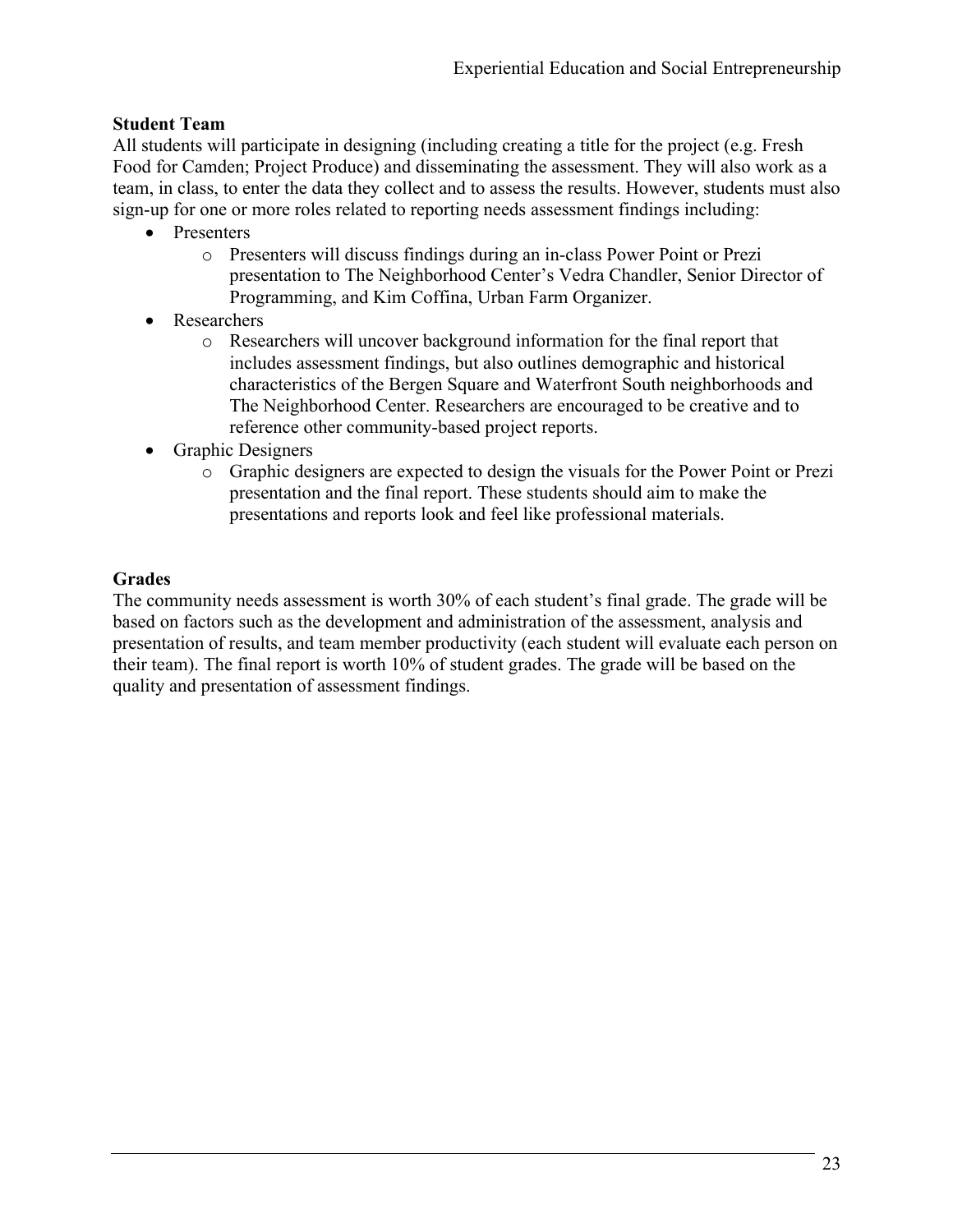**Student Team**

All students will participate in designing (including creating a title for the project (e.g. Fresh Food for Camden; Project Produce) and disseminating the assessment. They will also work as a team, in class, to enter the data they collect and to assess the results. However, students must also sign-up for one or more roles related to reporting needs assessment findings including:

- Presenters
  - Presenters will discuss findings during an in-class Power Point or Prezi presentation to The Neighborhood Center's Vedra Chandler, Senior Director of Programming, and Kim Coffina, Urban Farm Organizer.
- Researchers
  - Researchers will uncover background information for the final report that includes assessment findings, but also outlines demographic and historical characteristics of the Bergen Square and Waterfront South neighborhoods and The Neighborhood Center. Researchers are encouraged to be creative and to reference other community-based project reports.
- Graphic Designers
  - Graphic designers are expected to design the visuals for the Power Point or Prezi presentation and the final report. These students should aim to make the presentations and reports look and feel like professional materials.

**Grades**

The community needs assessment is worth 30% of each student's final grade. The grade will be based on factors such as the development and administration of the assessment, analysis and presentation of results, and team member productivity (each student will evaluate each person on their team). The final report is worth 10% of student grades. The grade will be based on the quality and presentation of assessment findings.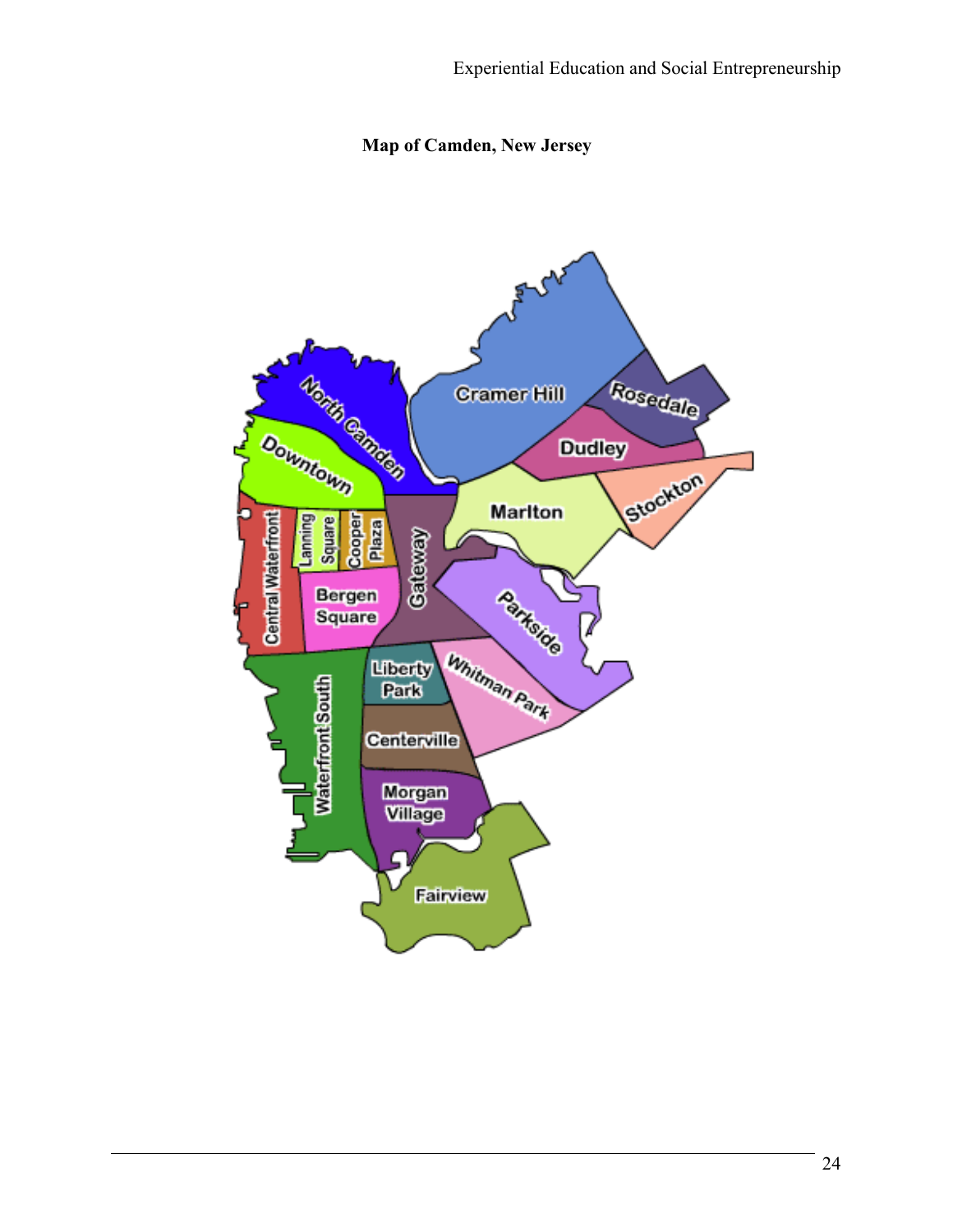**Map of Camden, New Jersey**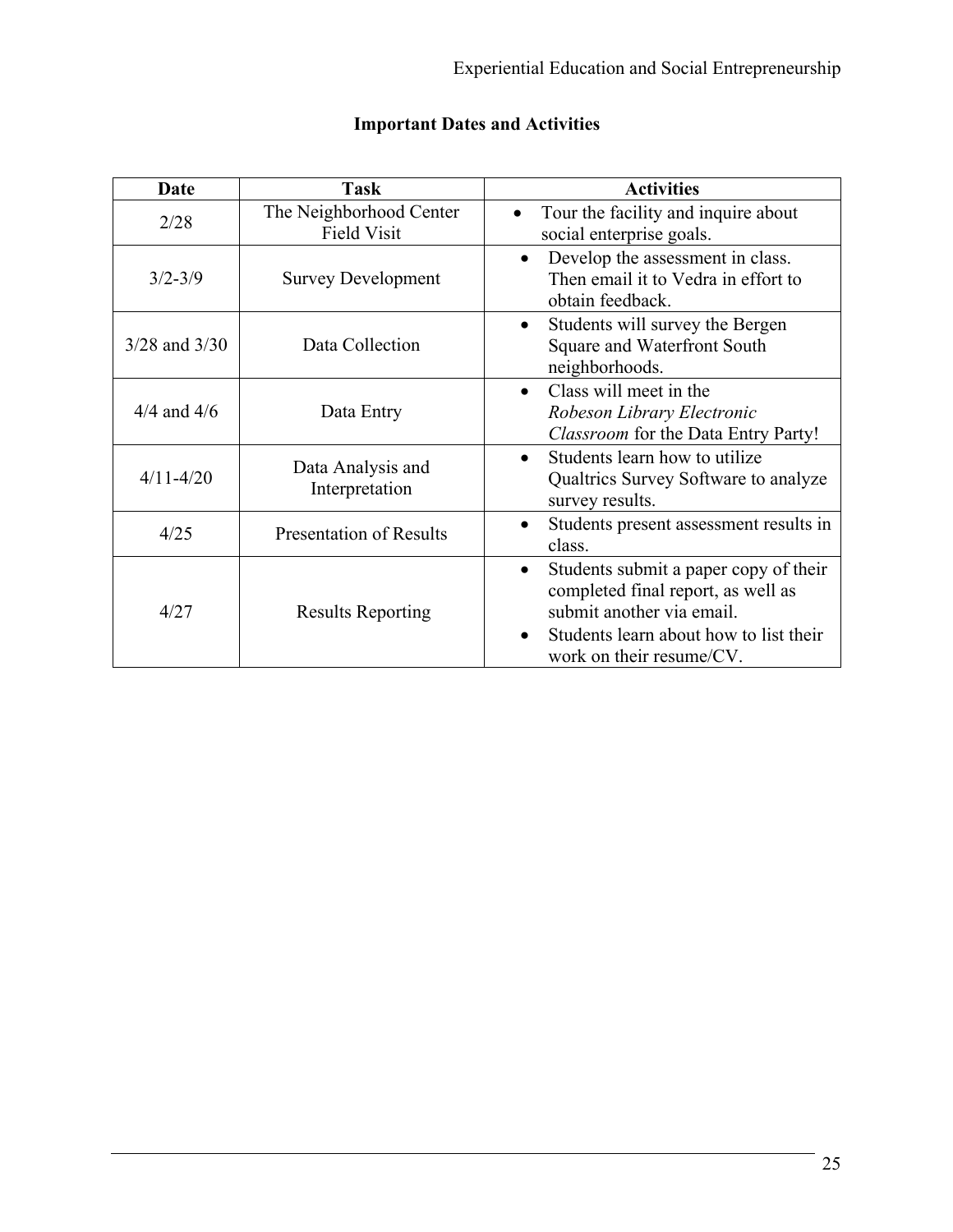## Important Dates and Activities

| Date | Task | Activities |
|---|---|---|
| 2/28 | The Neighborhood Center Field Visit | • Tour the facility and inquire about social enterprise goals. |
| 3/2-3/9 | Survey Development | • Develop the assessment in class. Then email it to Vedra in effort to obtain feedback. |
| 3/28 and 3/30 | Data Collection | • Students will survey the Bergen Square and Waterfront South neighborhoods. |
| 4/4 and 4/6 | Data Entry | • Class will meet in the *Robeson Library Electronic Classroom* for the Data Entry Party! |
| 4/11-4/20 | Data Analysis and Interpretation | • Students learn how to utilize Qualtrics Survey Software to analyze survey results. |
| 4/25 | Presentation of Results | • Students present assessment results in class. |
| 4/27 | Results Reporting | • Students submit a paper copy of their completed final report, as well as submit another via email. <br> • Students learn about how to list their work on their resume/CV. |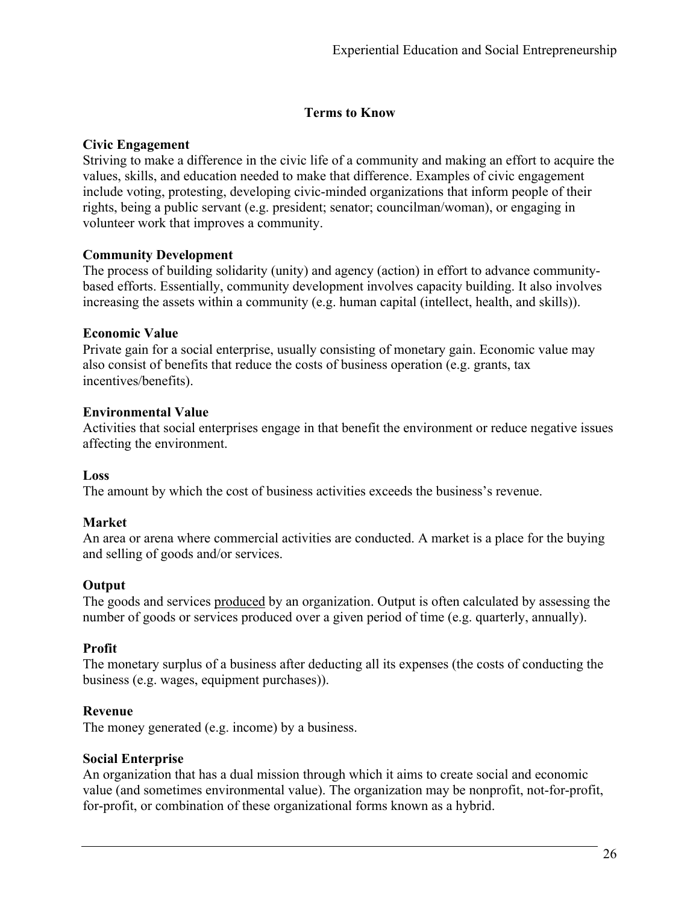## Terms to Know

**Civic Engagement**
Striving to make a difference in the civic life of a community and making an effort to acquire the values, skills, and education needed to make that difference. Examples of civic engagement include voting, protesting, developing civic-minded organizations that inform people of their rights, being a public servant (e.g. president; senator; councilman/woman), or engaging in volunteer work that improves a community.

**Community Development**
The process of building solidarity (unity) and agency (action) in effort to advance community-based efforts. Essentially, community development involves capacity building. It also involves increasing the assets within a community (e.g. human capital (intellect, health, and skills)).

**Economic Value**
Private gain for a social enterprise, usually consisting of monetary gain. Economic value may also consist of benefits that reduce the costs of business operation (e.g. grants, tax incentives/benefits).

**Environmental Value**
Activities that social enterprises engage in that benefit the environment or reduce negative issues affecting the environment.

**Loss**
The amount by which the cost of business activities exceeds the business's revenue.

**Market**
An area or arena where commercial activities are conducted. A market is a place for the buying and selling of goods and/or services.

**Output**
The goods and services <u>produced</u> by an organization. Output is often calculated by assessing the number of goods or services produced over a given period of time (e.g. quarterly, annually).

**Profit**
The monetary surplus of a business after deducting all its expenses (the costs of conducting the business (e.g. wages, equipment purchases)).

**Revenue**
The money generated (e.g. income) by a business.

**Social Enterprise**
An organization that has a dual mission through which it aims to create social and economic value (and sometimes environmental value). The organization may be nonprofit, not-for-profit, for-profit, or combination of these organizational forms known as a hybrid.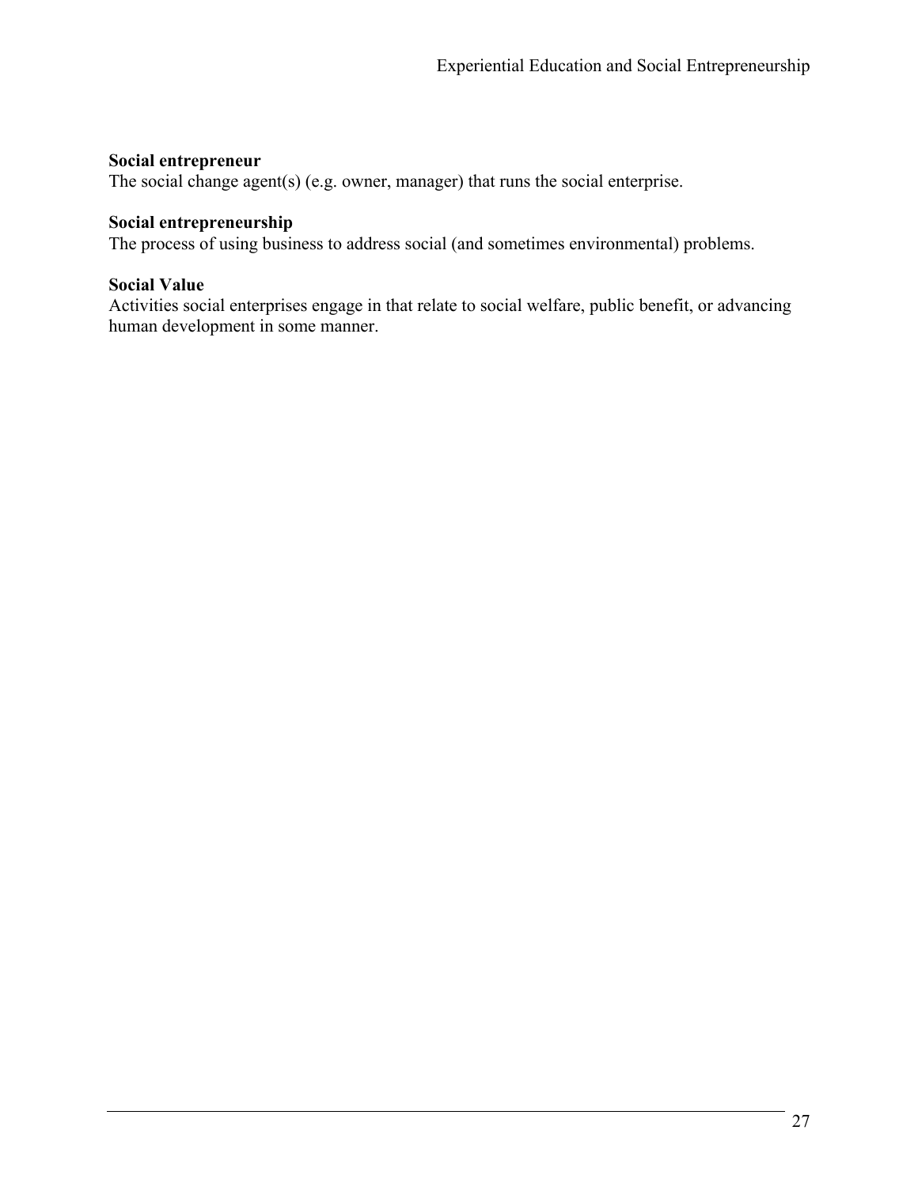**Social entrepreneur**
The social change agent(s) (e.g. owner, manager) that runs the social enterprise.

**Social entrepreneurship**
The process of using business to address social (and sometimes environmental) problems.

**Social Value**
Activities social enterprises engage in that relate to social welfare, public benefit, or advancing human development in some manner.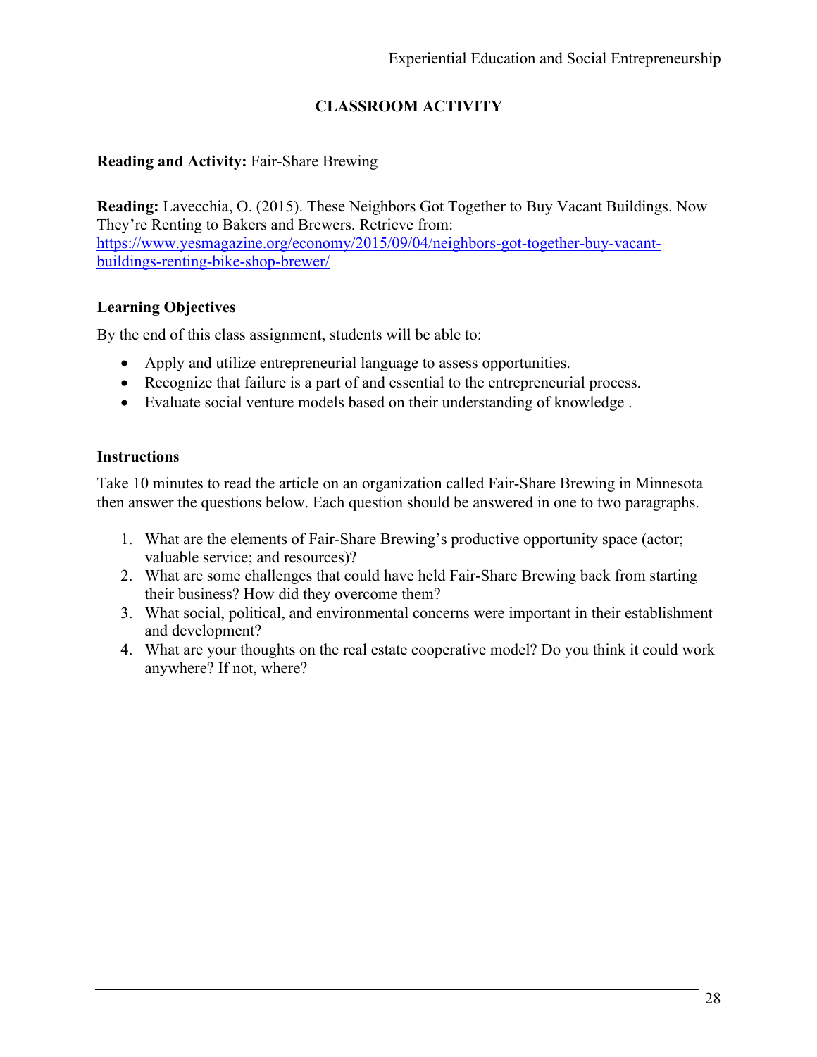## CLASSROOM ACTIVITY

**Reading and Activity:** Fair-Share Brewing

**Reading:** Lavecchia, O. (2015). These Neighbors Got Together to Buy Vacant Buildings. Now They're Renting to Bakers and Brewers. Retrieve from: [https://www.yesmagazine.org/economy/2015/09/04/neighbors-got-together-buy-vacant-buildings-renting-bike-shop-brewer/](https://www.yesmagazine.org/economy/2015/09/04/neighbors-got-together-buy-vacant-buildings-renting-bike-shop-brewer/)

### Learning Objectives

By the end of this class assignment, students will be able to:

- Apply and utilize entrepreneurial language to assess opportunities.
- Recognize that failure is a part of and essential to the entrepreneurial process.
- Evaluate social venture models based on their understanding of knowledge .

### Instructions

Take 10 minutes to read the article on an organization called Fair-Share Brewing in Minnesota then answer the questions below. Each question should be answered in one to two paragraphs.

1. What are the elements of Fair-Share Brewing's productive opportunity space (actor; valuable service; and resources)?
2. What are some challenges that could have held Fair-Share Brewing back from starting their business? How did they overcome them?
3. What social, political, and environmental concerns were important in their establishment and development?
4. What are your thoughts on the real estate cooperative model? Do you think it could work anywhere? If not, where?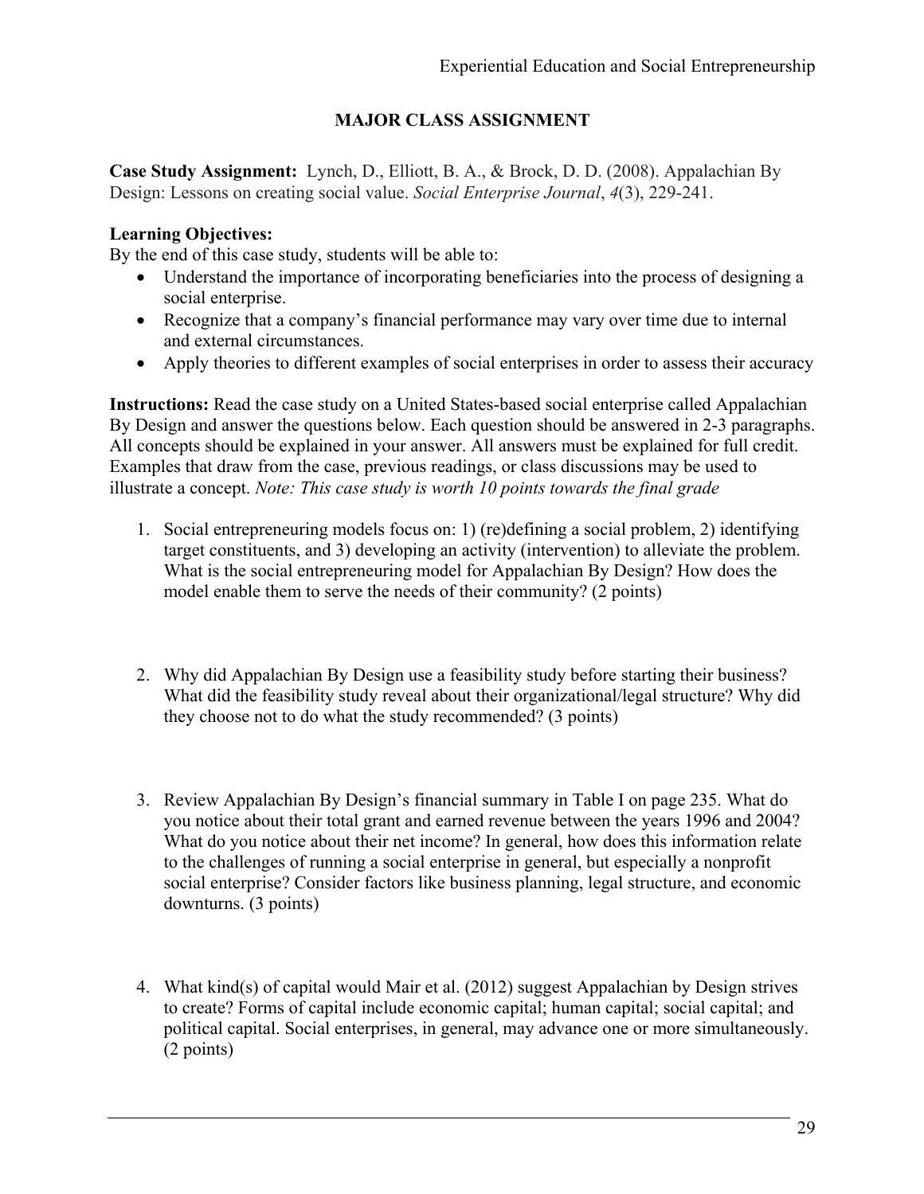## MAJOR CLASS ASSIGNMENT

**Case Study Assignment:** Lynch, D., Elliott, B. A., & Brock, D. D. (2008). Appalachian By Design: Lessons on creating social value. *Social Enterprise Journal*, *4*(3), 229-241.

**Learning Objectives:**
By the end of this case study, students will be able to:

- Understand the importance of incorporating beneficiaries into the process of designing a social enterprise.
- Recognize that a company's financial performance may vary over time due to internal and external circumstances.
- Apply theories to different examples of social enterprises in order to assess their accuracy

**Instructions:** Read the case study on a United States-based social enterprise called Appalachian By Design and answer the questions below. Each question should be answered in 2-3 paragraphs. All concepts should be explained in your answer. All answers must be explained for full credit. Examples that draw from the case, previous readings, or class discussions may be used to illustrate a concept. *Note: This case study is worth 10 points towards the final grade*

1. Social entrepreneuring models focus on: 1) (re)defining a social problem, 2) identifying target constituents, and 3) developing an activity (intervention) to alleviate the problem. What is the social entrepreneuring model for Appalachian By Design? How does the model enable them to serve the needs of their community? (2 points)

2. Why did Appalachian By Design use a feasibility study before starting their business? What did the feasibility study reveal about their organizational/legal structure? Why did they choose not to do what the study recommended? (3 points)

3. Review Appalachian By Design's financial summary in Table I on page 235. What do you notice about their total grant and earned revenue between the years 1996 and 2004? What do you notice about their net income? In general, how does this information relate to the challenges of running a social enterprise in general, but especially a nonprofit social enterprise? Consider factors like business planning, legal structure, and economic downturns. (3 points)

4. What kind(s) of capital would Mair et al. (2012) suggest Appalachian by Design strives to create? Forms of capital include economic capital; human capital; social capital; and political capital. Social enterprises, in general, may advance one or more simultaneously. (2 points)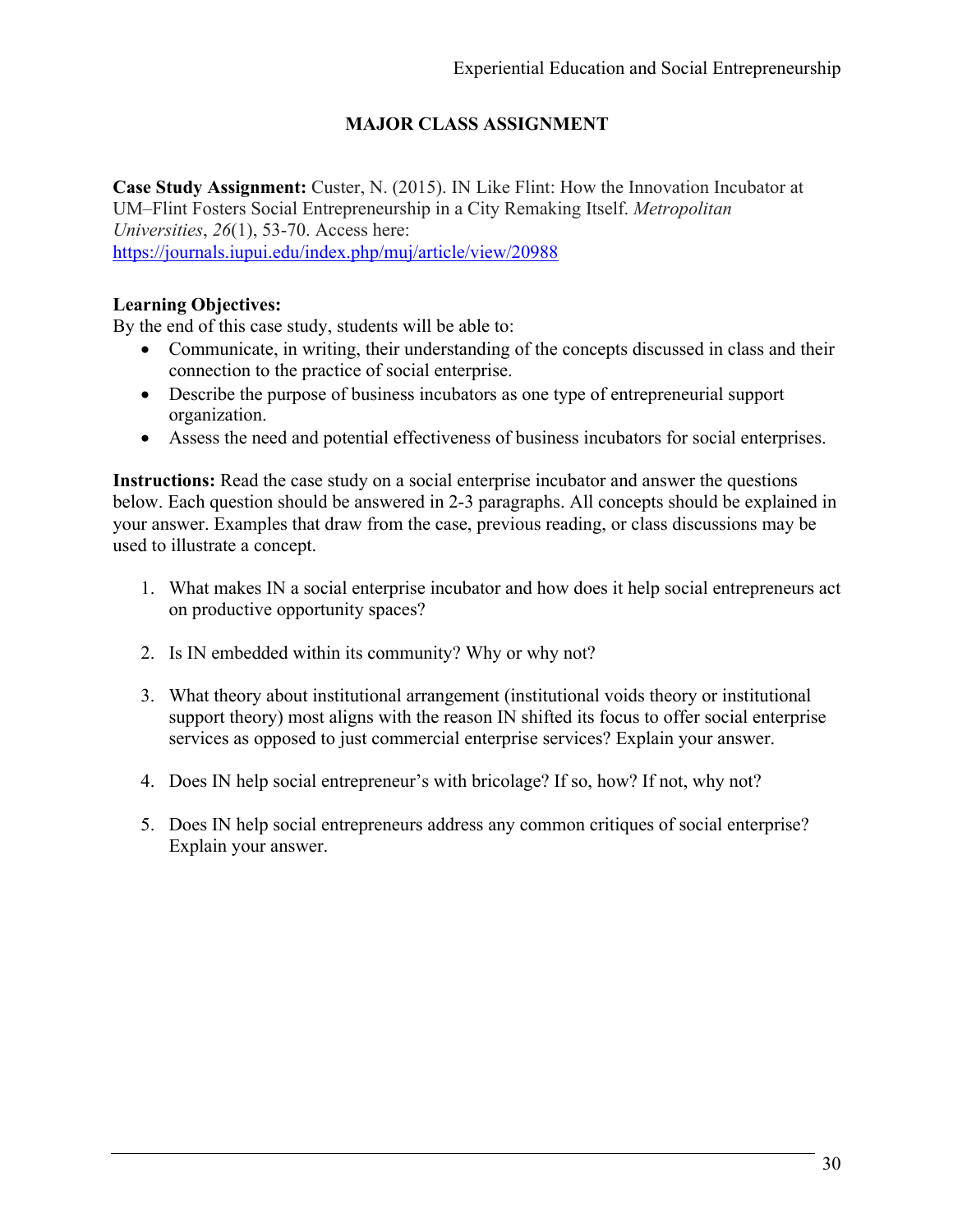## MAJOR CLASS ASSIGNMENT

**Case Study Assignment:** Custer, N. (2015). IN Like Flint: How the Innovation Incubator at UM–Flint Fosters Social Entrepreneurship in a City Remaking Itself. *Metropolitan Universities*, *26*(1), 53-70. Access here: https://journals.iupui.edu/index.php/muj/article/view/20988

**Learning Objectives:**
By the end of this case study, students will be able to:

- Communicate, in writing, their understanding of the concepts discussed in class and their connection to the practice of social enterprise.
- Describe the purpose of business incubators as one type of entrepreneurial support organization.
- Assess the need and potential effectiveness of business incubators for social enterprises.

**Instructions:** Read the case study on a social enterprise incubator and answer the questions below. Each question should be answered in 2-3 paragraphs. All concepts should be explained in your answer. Examples that draw from the case, previous reading, or class discussions may be used to illustrate a concept.

1. What makes IN a social enterprise incubator and how does it help social entrepreneurs act on productive opportunity spaces?
2. Is IN embedded within its community? Why or why not?
3. What theory about institutional arrangement (institutional voids theory or institutional support theory) most aligns with the reason IN shifted its focus to offer social enterprise services as opposed to just commercial enterprise services? Explain your answer.
4. Does IN help social entrepreneur's with bricolage? If so, how? If not, why not?
5. Does IN help social entrepreneurs address any common critiques of social enterprise? Explain your answer.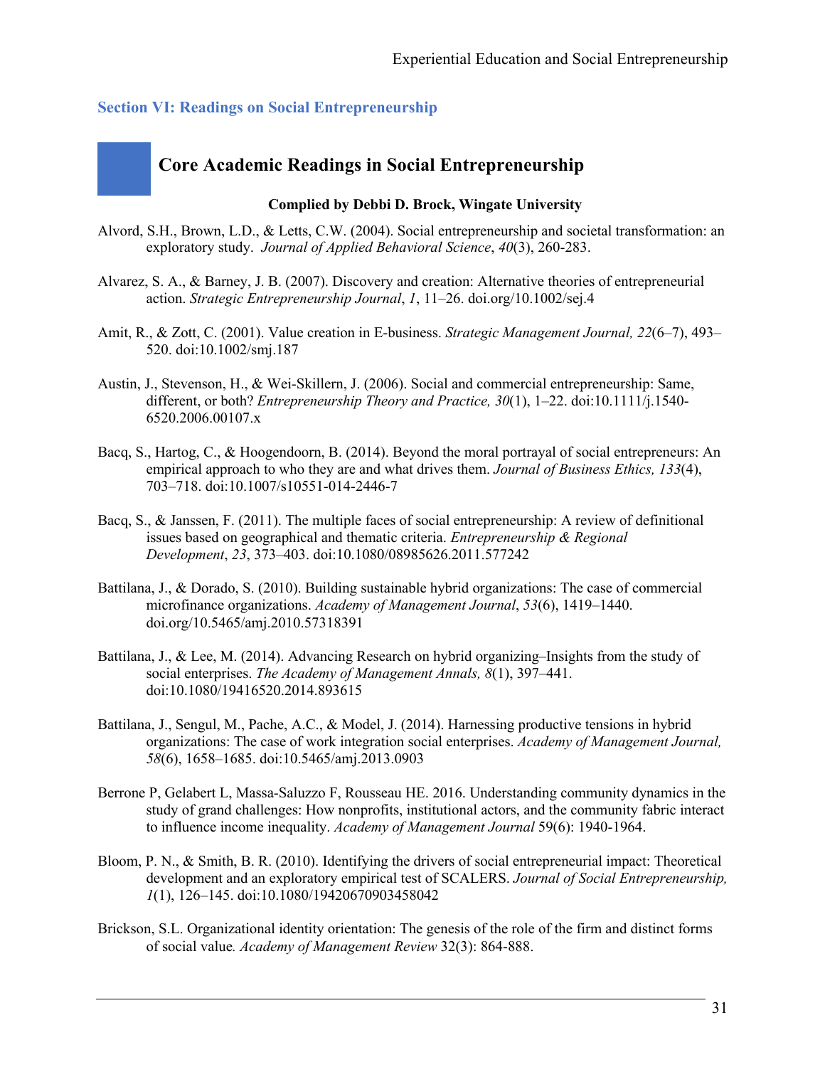## Section VI: Readings on Social Entrepreneurship

### Core Academic Readings in Social Entrepreneurship

**Complied by Debbi D. Brock, Wingate University**

Alvord, S.H., Brown, L.D., & Letts, C.W. (2004). Social entrepreneurship and societal transformation: an exploratory study. *Journal of Applied Behavioral Science*, *40*(3), 260-283.

Alvarez, S. A., & Barney, J. B. (2007). Discovery and creation: Alternative theories of entrepreneurial action. *Strategic Entrepreneurship Journal*, *1*, 11–26. doi.org/10.1002/sej.4

Amit, R., & Zott, C. (2001). Value creation in E-business. *Strategic Management Journal, 22*(6–7), 493–520. doi:10.1002/smj.187

Austin, J., Stevenson, H., & Wei-Skillern, J. (2006). Social and commercial entrepreneurship: Same, different, or both? *Entrepreneurship Theory and Practice, 30*(1), 1–22. doi:10.1111/j.1540-6520.2006.00107.x

Bacq, S., Hartog, C., & Hoogendoorn, B. (2014). Beyond the moral portrayal of social entrepreneurs: An empirical approach to who they are and what drives them. *Journal of Business Ethics, 133*(4), 703–718. doi:10.1007/s10551-014-2446-7

Bacq, S., & Janssen, F. (2011). The multiple faces of social entrepreneurship: A review of definitional issues based on geographical and thematic criteria. *Entrepreneurship & Regional Development*, *23*, 373–403. doi:10.1080/08985626.2011.577242

Battilana, J., & Dorado, S. (2010). Building sustainable hybrid organizations: The case of commercial microfinance organizations. *Academy of Management Journal*, *53*(6), 1419–1440. doi.org/10.5465/amj.2010.57318391

Battilana, J., & Lee, M. (2014). Advancing Research on hybrid organizing–Insights from the study of social enterprises. *The Academy of Management Annals, 8*(1), 397–441. doi:10.1080/19416520.2014.893615

Battilana, J., Sengul, M., Pache, A.C., & Model, J. (2014). Harnessing productive tensions in hybrid organizations: The case of work integration social enterprises. *Academy of Management Journal, 58*(6), 1658–1685. doi:10.5465/amj.2013.0903

Berrone P, Gelabert L, Massa-Saluzzo F, Rousseau HE. 2016. Understanding community dynamics in the study of grand challenges: How nonprofits, institutional actors, and the community fabric interact to influence income inequality. *Academy of Management Journal* 59(6): 1940-1964.

Bloom, P. N., & Smith, B. R. (2010). Identifying the drivers of social entrepreneurial impact: Theoretical development and an exploratory empirical test of SCALERS. *Journal of Social Entrepreneurship, 1*(1), 126–145. doi:10.1080/19420670903458042

Brickson, S.L. Organizational identity orientation: The genesis of the role of the firm and distinct forms of social value*.* *Academy of Management Review* 32(3): 864-888.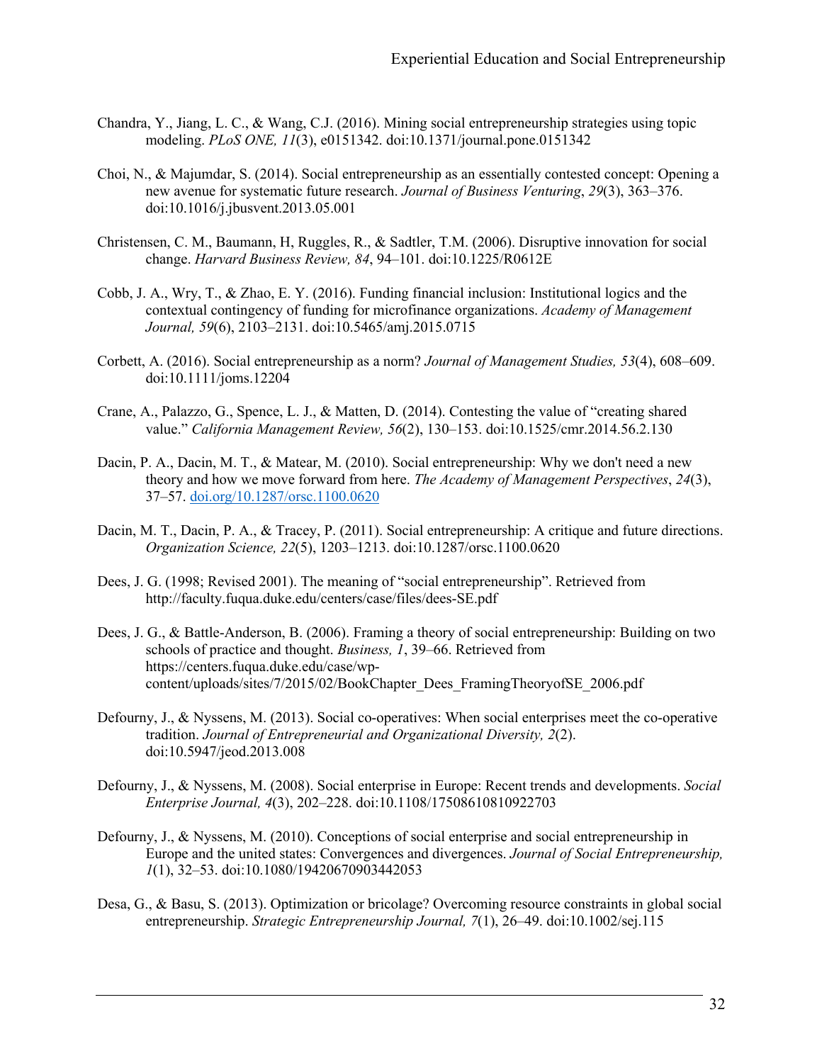Chandra, Y., Jiang, L. C., & Wang, C.J. (2016). Mining social entrepreneurship strategies using topic modeling. *PLoS ONE, 11*(3), e0151342. doi:10.1371/journal.pone.0151342

Choi, N., & Majumdar, S. (2014). Social entrepreneurship as an essentially contested concept: Opening a new avenue for systematic future research. *Journal of Business Venturing*, *29*(3), 363–376. doi:10.1016/j.jbusvent.2013.05.001

Christensen, C. M., Baumann, H, Ruggles, R., & Sadtler, T.M. (2006). Disruptive innovation for social change. *Harvard Business Review, 84*, 94–101. doi:10.1225/R0612E

Cobb, J. A., Wry, T., & Zhao, E. Y. (2016). Funding financial inclusion: Institutional logics and the contextual contingency of funding for microfinance organizations. *Academy of Management Journal, 59*(6), 2103–2131. doi:10.5465/amj.2015.0715

Corbett, A. (2016). Social entrepreneurship as a norm? *Journal of Management Studies, 53*(4), 608–609. doi:10.1111/joms.12204

Crane, A., Palazzo, G., Spence, L. J., & Matten, D. (2014). Contesting the value of "creating shared value." *California Management Review, 56*(2), 130–153. doi:10.1525/cmr.2014.56.2.130

Dacin, P. A., Dacin, M. T., & Matear, M. (2010). Social entrepreneurship: Why we don't need a new theory and how we move forward from here. *The Academy of Management Perspectives*, *24*(3), 37–57. doi.org/10.1287/orsc.1100.0620

Dacin, M. T., Dacin, P. A., & Tracey, P. (2011). Social entrepreneurship: A critique and future directions. *Organization Science, 22*(5), 1203–1213. doi:10.1287/orsc.1100.0620

Dees, J. G. (1998; Revised 2001). The meaning of "social entrepreneurship". Retrieved from http://faculty.fuqua.duke.edu/centers/case/files/dees-SE.pdf

Dees, J. G., & Battle-Anderson, B. (2006). Framing a theory of social entrepreneurship: Building on two schools of practice and thought. *Business, 1*, 39–66. Retrieved from https://centers.fuqua.duke.edu/case/wp-content/uploads/sites/7/2015/02/BookChapter_Dees_FramingTheoryofSE_2006.pdf

Defourny, J., & Nyssens, M. (2013). Social co-operatives: When social enterprises meet the co-operative tradition. *Journal of Entrepreneurial and Organizational Diversity, 2*(2). doi:10.5947/jeod.2013.008

Defourny, J., & Nyssens, M. (2008). Social enterprise in Europe: Recent trends and developments. *Social Enterprise Journal, 4*(3), 202–228. doi:10.1108/17508610810922703

Defourny, J., & Nyssens, M. (2010). Conceptions of social enterprise and social entrepreneurship in Europe and the united states: Convergences and divergences. *Journal of Social Entrepreneurship, 1*(1), 32–53. doi:10.1080/19420670903442053

Desa, G., & Basu, S. (2013). Optimization or bricolage? Overcoming resource constraints in global social entrepreneurship. *Strategic Entrepreneurship Journal, 7*(1), 26–49. doi:10.1002/sej.115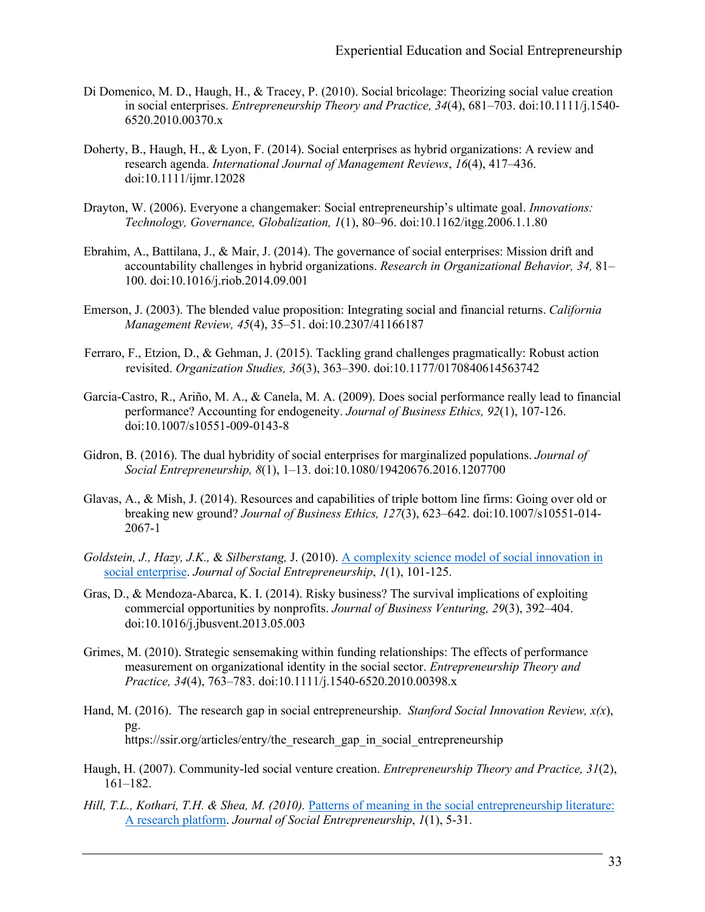Di Domenico, M. D., Haugh, H., & Tracey, P. (2010). Social bricolage: Theorizing social value creation in social enterprises. *Entrepreneurship Theory and Practice, 34*(4), 681–703. doi:10.1111/j.1540-6520.2010.00370.x

Doherty, B., Haugh, H., & Lyon, F. (2014). Social enterprises as hybrid organizations: A review and research agenda. *International Journal of Management Reviews*, *16*(4), 417–436. doi:10.1111/ijmr.12028

Drayton, W. (2006). Everyone a changemaker: Social entrepreneurship's ultimate goal. *Innovations: Technology, Governance, Globalization, 1*(1), 80–96. doi:10.1162/itgg.2006.1.1.80

Ebrahim, A., Battilana, J., & Mair, J. (2014). The governance of social enterprises: Mission drift and accountability challenges in hybrid organizations. *Research in Organizational Behavior, 34,* 81–100. doi:10.1016/j.riob.2014.09.001

Emerson, J. (2003). The blended value proposition: Integrating social and financial returns. *California Management Review, 45*(4), 35–51. doi:10.2307/41166187

Ferraro, F., Etzion, D., & Gehman, J. (2015). Tackling grand challenges pragmatically: Robust action revisited. *Organization Studies, 36*(3), 363–390. doi:10.1177/0170840614563742

Garcia-Castro, R., Ariño, M. A., & Canela, M. A. (2009). Does social performance really lead to financial performance? Accounting for endogeneity. *Journal of Business Ethics, 92*(1), 107-126. doi:10.1007/s10551-009-0143-8

Gidron, B. (2016). The dual hybridity of social enterprises for marginalized populations. *Journal of Social Entrepreneurship, 8*(1), 1–13. doi:10.1080/19420676.2016.1207700

Glavas, A., & Mish, J. (2014). Resources and capabilities of triple bottom line firms: Going over old or breaking new ground? *Journal of Business Ethics, 127*(3), 623–642. doi:10.1007/s10551-014-2067-1

*Goldstein, J., Hazy, J.K., & Silberstang,* J. (2010). A complexity science model of social innovation in social enterprise. *Journal of Social Entrepreneurship*, *1*(1), 101-125.

Gras, D., & Mendoza-Abarca, K. I. (2014). Risky business? The survival implications of exploiting commercial opportunities by nonprofits. *Journal of Business Venturing, 29*(3), 392–404. doi:10.1016/j.jbusvent.2013.05.003

Grimes, M. (2010). Strategic sensemaking within funding relationships: The effects of performance measurement on organizational identity in the social sector. *Entrepreneurship Theory and Practice, 34*(4), 763–783. doi:10.1111/j.1540-6520.2010.00398.x

Hand, M. (2016). The research gap in social entrepreneurship. *Stanford Social Innovation Review, x(x*), pg. https://ssir.org/articles/entry/the_research_gap_in_social_entrepreneurship

Haugh, H. (2007). Community-led social venture creation. *Entrepreneurship Theory and Practice, 31*(2), 161–182.

*Hill, T.L., Kothari, T.H. & Shea, M. (2010).* Patterns of meaning in the social entrepreneurship literature: A research platform. *Journal of Social Entrepreneurship*, *1*(1), 5-31.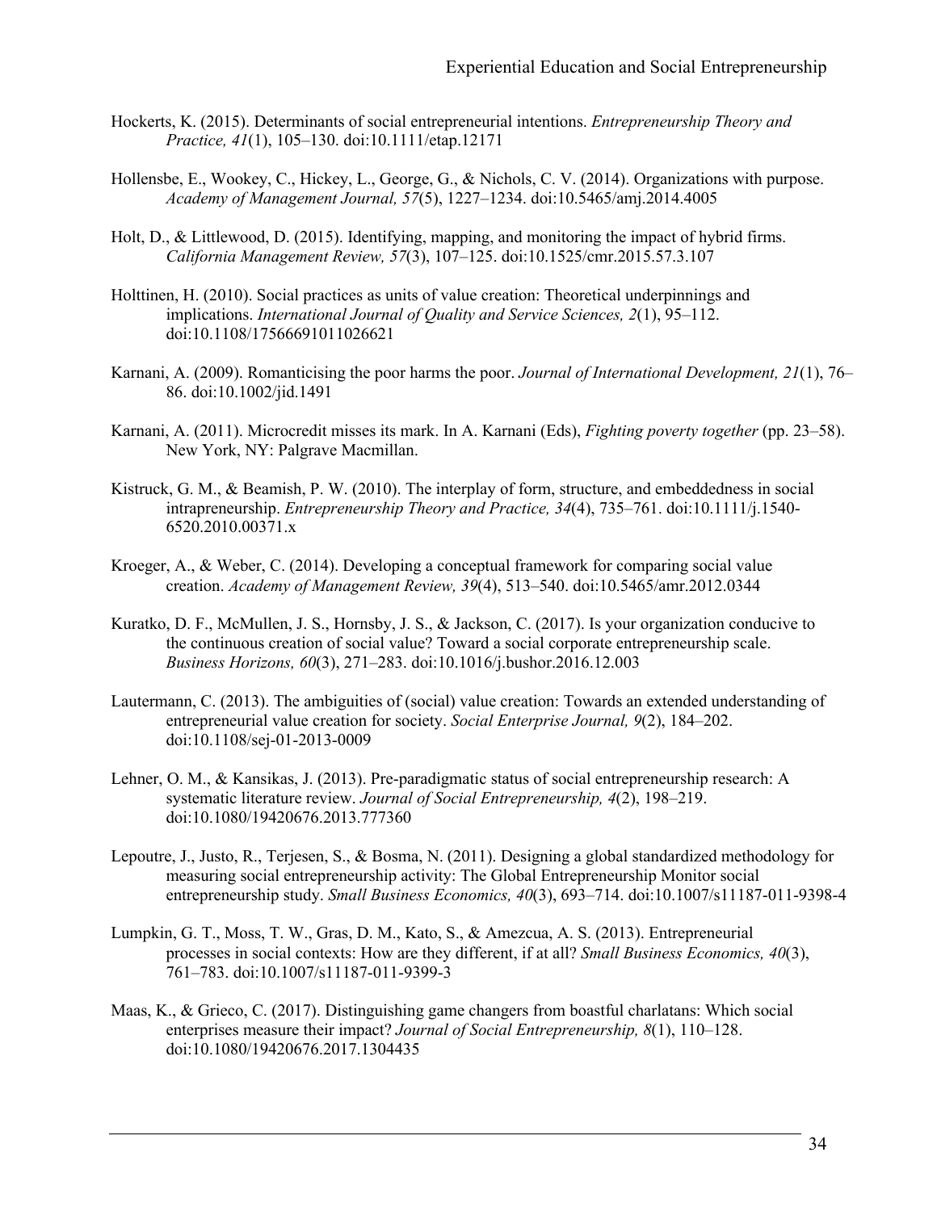Hockerts, K. (2015). Determinants of social entrepreneurial intentions. *Entrepreneurship Theory and Practice, 41*(1), 105–130. doi:10.1111/etap.12171

Hollensbe, E., Wookey, C., Hickey, L., George, G., & Nichols, C. V. (2014). Organizations with purpose. *Academy of Management Journal, 57*(5), 1227–1234. doi:10.5465/amj.2014.4005

Holt, D., & Littlewood, D. (2015). Identifying, mapping, and monitoring the impact of hybrid firms. *California Management Review, 57*(3), 107–125. doi:10.1525/cmr.2015.57.3.107

Holttinen, H. (2010). Social practices as units of value creation: Theoretical underpinnings and implications. *International Journal of Quality and Service Sciences, 2*(1), 95–112. doi:10.1108/17566691011026621

Karnani, A. (2009). Romanticising the poor harms the poor. *Journal of International Development, 21*(1), 76–86. doi:10.1002/jid.1491

Karnani, A. (2011). Microcredit misses its mark. In A. Karnani (Eds), *Fighting poverty together* (pp. 23–58). New York, NY: Palgrave Macmillan.

Kistruck, G. M., & Beamish, P. W. (2010). The interplay of form, structure, and embeddedness in social intrapreneurship. *Entrepreneurship Theory and Practice, 34*(4), 735–761. doi:10.1111/j.1540-6520.2010.00371.x

Kroeger, A., & Weber, C. (2014). Developing a conceptual framework for comparing social value creation. *Academy of Management Review, 39*(4), 513–540. doi:10.5465/amr.2012.0344

Kuratko, D. F., McMullen, J. S., Hornsby, J. S., & Jackson, C. (2017). Is your organization conducive to the continuous creation of social value? Toward a social corporate entrepreneurship scale. *Business Horizons, 60*(3), 271–283. doi:10.1016/j.bushor.2016.12.003

Lautermann, C. (2013). The ambiguities of (social) value creation: Towards an extended understanding of entrepreneurial value creation for society. *Social Enterprise Journal, 9*(2), 184–202. doi:10.1108/sej-01-2013-0009

Lehner, O. M., & Kansikas, J. (2013). Pre-paradigmatic status of social entrepreneurship research: A systematic literature review. *Journal of Social Entrepreneurship, 4*(2), 198–219. doi:10.1080/19420676.2013.777360

Lepoutre, J., Justo, R., Terjesen, S., & Bosma, N. (2011). Designing a global standardized methodology for measuring social entrepreneurship activity: The Global Entrepreneurship Monitor social entrepreneurship study. *Small Business Economics, 40*(3), 693–714. doi:10.1007/s11187-011-9398-4

Lumpkin, G. T., Moss, T. W., Gras, D. M., Kato, S., & Amezcua, A. S. (2013). Entrepreneurial processes in social contexts: How are they different, if at all? *Small Business Economics, 40*(3), 761–783. doi:10.1007/s11187-011-9399-3

Maas, K., & Grieco, C. (2017). Distinguishing game changers from boastful charlatans: Which social enterprises measure their impact? *Journal of Social Entrepreneurship, 8*(1), 110–128. doi:10.1080/19420676.2017.1304435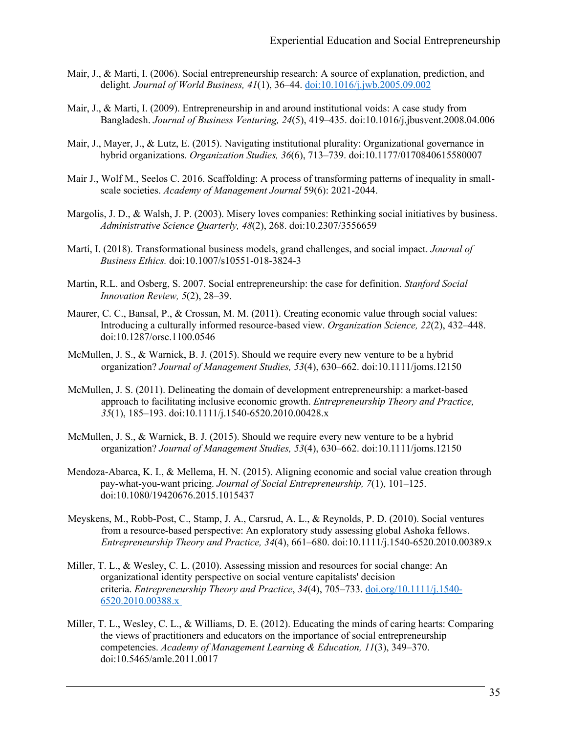Mair, J., & Marti, I. (2006). Social entrepreneurship research: A source of explanation, prediction, and delight. *Journal of World Business, 41*(1), 36–44. doi:10.1016/j.jwb.2005.09.002

Mair, J., & Marti, I. (2009). Entrepreneurship in and around institutional voids: A case study from Bangladesh. *Journal of Business Venturing, 24*(5), 419–435. doi:10.1016/j.jbusvent.2008.04.006

Mair, J., Mayer, J., & Lutz, E. (2015). Navigating institutional plurality: Organizational governance in hybrid organizations. *Organization Studies, 36*(6), 713–739. doi:10.1177/0170840615580007

Mair J., Wolf M., Seelos C. 2016. Scaffolding: A process of transforming patterns of inequality in small-scale societies. *Academy of Management Journal* 59(6): 2021-2044.

Margolis, J. D., & Walsh, J. P. (2003). Misery loves companies: Rethinking social initiatives by business. *Administrative Science Quarterly, 48*(2), 268. doi:10.2307/3556659

Martí, I. (2018). Transformational business models, grand challenges, and social impact. *Journal of Business Ethics.* doi:10.1007/s10551-018-3824-3

Martin, R.L. and Osberg, S. 2007. Social entrepreneurship: the case for definition. *Stanford Social Innovation Review, 5*(2), 28–39.

Maurer, C. C., Bansal, P., & Crossan, M. M. (2011). Creating economic value through social values: Introducing a culturally informed resource-based view. *Organization Science, 22*(2), 432–448. doi:10.1287/orsc.1100.0546

McMullen, J. S., & Warnick, B. J. (2015). Should we require every new venture to be a hybrid organization? *Journal of Management Studies, 53*(4), 630–662. doi:10.1111/joms.12150

McMullen, J. S. (2011). Delineating the domain of development entrepreneurship: a market-based approach to facilitating inclusive economic growth. *Entrepreneurship Theory and Practice, 35*(1), 185–193. doi:10.1111/j.1540-6520.2010.00428.x

McMullen, J. S., & Warnick, B. J. (2015). Should we require every new venture to be a hybrid organization? *Journal of Management Studies, 53*(4), 630–662. doi:10.1111/joms.12150

Mendoza-Abarca, K. I., & Mellema, H. N. (2015). Aligning economic and social value creation through pay-what-you-want pricing. *Journal of Social Entrepreneurship, 7*(1), 101–125. doi:10.1080/19420676.2015.1015437

Meyskens, M., Robb-Post, C., Stamp, J. A., Carsrud, A. L., & Reynolds, P. D. (2010). Social ventures from a resource-based perspective: An exploratory study assessing global Ashoka fellows. *Entrepreneurship Theory and Practice, 34*(4), 661–680. doi:10.1111/j.1540-6520.2010.00389.x

Miller, T. L., & Wesley, C. L. (2010). Assessing mission and resources for social change: An organizational identity perspective on social venture capitalists' decision criteria. *Entrepreneurship Theory and Practice*, *34*(4), 705–733. doi.org/10.1111/j.1540-6520.2010.00388.x

Miller, T. L., Wesley, C. L., & Williams, D. E. (2012). Educating the minds of caring hearts: Comparing the views of practitioners and educators on the importance of social entrepreneurship competencies. *Academy of Management Learning & Education, 11*(3), 349–370. doi:10.5465/amle.2011.0017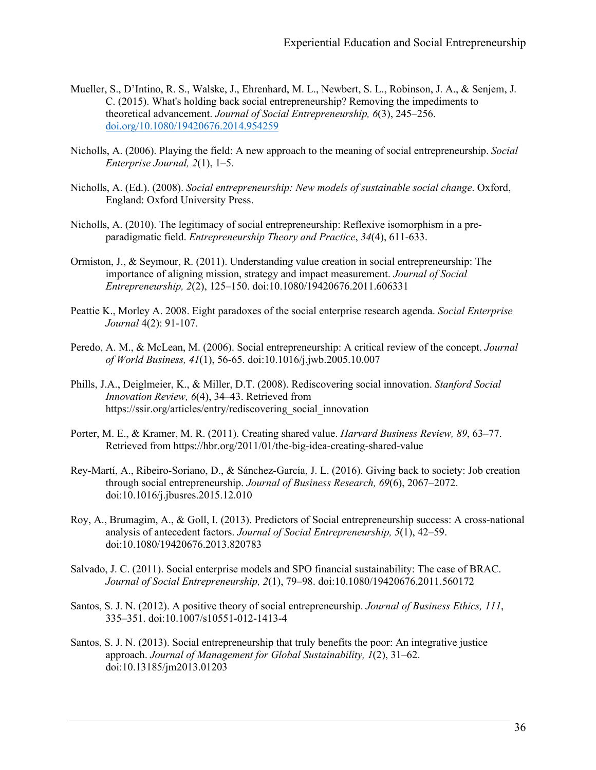Mueller, S., D'Intino, R. S., Walske, J., Ehrenhard, M. L., Newbert, S. L., Robinson, J. A., & Senjem, J. C. (2015). What's holding back social entrepreneurship? Removing the impediments to theoretical advancement. *Journal of Social Entrepreneurship, 6*(3), 245–256. doi.org/10.1080/19420676.2014.954259

Nicholls, A. (2006). Playing the field: A new approach to the meaning of social entrepreneurship. *Social Enterprise Journal, 2*(1), 1–5.

Nicholls, A. (Ed.). (2008). *Social entrepreneurship: New models of sustainable social change*. Oxford, England: Oxford University Press.

Nicholls, A. (2010). The legitimacy of social entrepreneurship: Reflexive isomorphism in a pre-paradigmatic field. *Entrepreneurship Theory and Practice*, *34*(4), 611-633.

Ormiston, J., & Seymour, R. (2011). Understanding value creation in social entrepreneurship: The importance of aligning mission, strategy and impact measurement. *Journal of Social Entrepreneurship, 2*(2), 125–150. doi:10.1080/19420676.2011.606331

Peattie K., Morley A. 2008. Eight paradoxes of the social enterprise research agenda. *Social Enterprise Journal* 4(2): 91-107.

Peredo, A. M., & McLean, M. (2006). Social entrepreneurship: A critical review of the concept. *Journal of World Business, 41*(1), 56-65. doi:10.1016/j.jwb.2005.10.007

Phills, J.A., Deiglmeier, K., & Miller, D.T. (2008). Rediscovering social innovation. *Stanford Social Innovation Review, 6*(4), 34–43. Retrieved from https://ssir.org/articles/entry/rediscovering_social_innovation

Porter, M. E., & Kramer, M. R. (2011). Creating shared value. *Harvard Business Review, 89*, 63–77. Retrieved from https://hbr.org/2011/01/the-big-idea-creating-shared-value

Rey-Martí, A., Ribeiro-Soriano, D., & Sánchez-García, J. L. (2016). Giving back to society: Job creation through social entrepreneurship. *Journal of Business Research, 69*(6), 2067–2072. doi:10.1016/j.jbusres.2015.12.010

Roy, A., Brumagim, A., & Goll, I. (2013). Predictors of Social entrepreneurship success: A cross-national analysis of antecedent factors. *Journal of Social Entrepreneurship, 5*(1), 42–59. doi:10.1080/19420676.2013.820783

Salvado, J. C. (2011). Social enterprise models and SPO financial sustainability: The case of BRAC. *Journal of Social Entrepreneurship, 2*(1), 79–98. doi:10.1080/19420676.2011.560172

Santos, S. J. N. (2012). A positive theory of social entrepreneurship. *Journal of Business Ethics, 111*, 335–351. doi:10.1007/s10551-012-1413-4

Santos, S. J. N. (2013). Social entrepreneurship that truly benefits the poor: An integrative justice approach. *Journal of Management for Global Sustainability, 1*(2), 31–62. doi:10.13185/jm2013.01203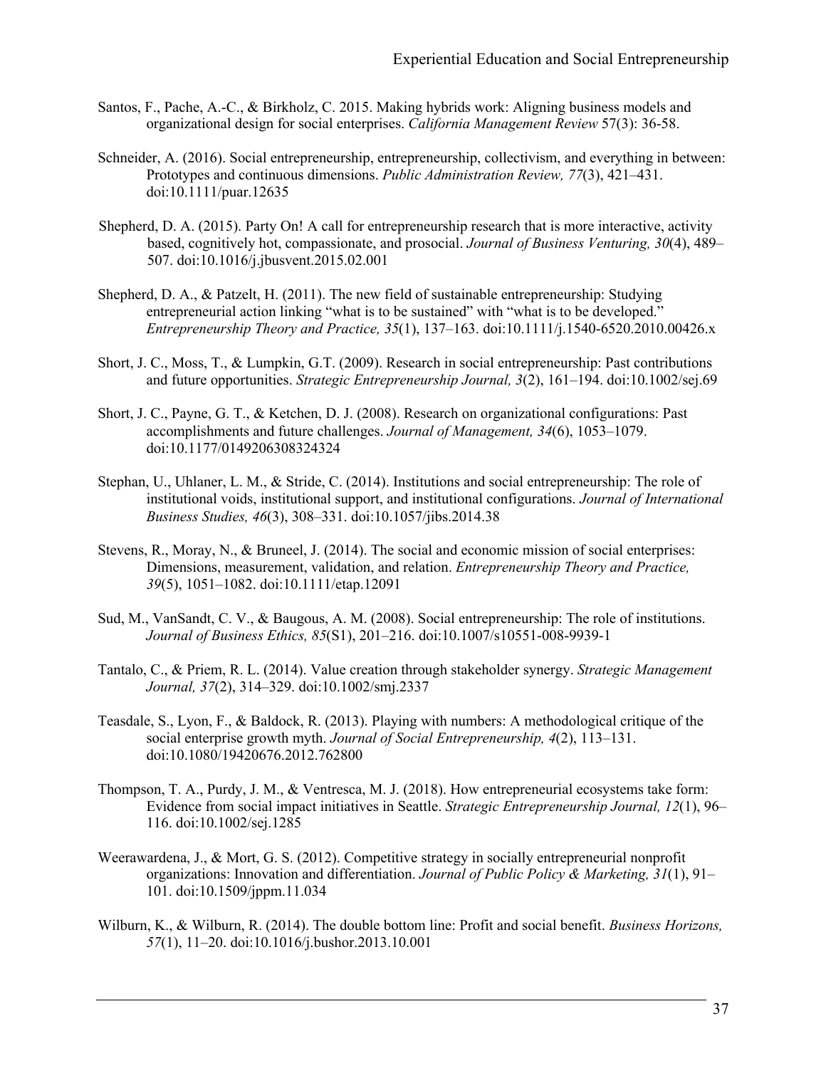Santos, F., Pache, A.-C., & Birkholz, C. 2015. Making hybrids work: Aligning business models and organizational design for social enterprises. *California Management Review* 57(3): 36-58.

Schneider, A. (2016). Social entrepreneurship, entrepreneurship, collectivism, and everything in between: Prototypes and continuous dimensions. *Public Administration Review, 77*(3), 421–431. doi:10.1111/puar.12635

Shepherd, D. A. (2015). Party On! A call for entrepreneurship research that is more interactive, activity based, cognitively hot, compassionate, and prosocial. *Journal of Business Venturing, 30*(4), 489–507. doi:10.1016/j.jbusvent.2015.02.001

Shepherd, D. A., & Patzelt, H. (2011). The new field of sustainable entrepreneurship: Studying entrepreneurial action linking "what is to be sustained" with "what is to be developed." *Entrepreneurship Theory and Practice, 35*(1), 137–163. doi:10.1111/j.1540-6520.2010.00426.x

Short, J. C., Moss, T., & Lumpkin, G.T. (2009). Research in social entrepreneurship: Past contributions and future opportunities. *Strategic Entrepreneurship Journal, 3*(2), 161–194. doi:10.1002/sej.69

Short, J. C., Payne, G. T., & Ketchen, D. J. (2008). Research on organizational configurations: Past accomplishments and future challenges. *Journal of Management, 34*(6), 1053–1079. doi:10.1177/0149206308324324

Stephan, U., Uhlaner, L. M., & Stride, C. (2014). Institutions and social entrepreneurship: The role of institutional voids, institutional support, and institutional configurations. *Journal of International Business Studies, 46*(3), 308–331. doi:10.1057/jibs.2014.38

Stevens, R., Moray, N., & Bruneel, J. (2014). The social and economic mission of social enterprises: Dimensions, measurement, validation, and relation. *Entrepreneurship Theory and Practice, 39*(5), 1051–1082. doi:10.1111/etap.12091

Sud, M., VanSandt, C. V., & Baugous, A. M. (2008). Social entrepreneurship: The role of institutions. *Journal of Business Ethics, 85*(S1), 201–216. doi:10.1007/s10551-008-9939-1

Tantalo, C., & Priem, R. L. (2014). Value creation through stakeholder synergy. *Strategic Management Journal, 37*(2), 314–329. doi:10.1002/smj.2337

Teasdale, S., Lyon, F., & Baldock, R. (2013). Playing with numbers: A methodological critique of the social enterprise growth myth. *Journal of Social Entrepreneurship, 4*(2), 113–131. doi:10.1080/19420676.2012.762800

Thompson, T. A., Purdy, J. M., & Ventresca, M. J. (2018). How entrepreneurial ecosystems take form: Evidence from social impact initiatives in Seattle. *Strategic Entrepreneurship Journal, 12*(1), 96–116. doi:10.1002/sej.1285

Weerawardena, J., & Mort, G. S. (2012). Competitive strategy in socially entrepreneurial nonprofit organizations: Innovation and differentiation. *Journal of Public Policy & Marketing, 31*(1), 91–101. doi:10.1509/jppm.11.034

Wilburn, K., & Wilburn, R. (2014). The double bottom line: Profit and social benefit. *Business Horizons, 57*(1), 11–20. doi:10.1016/j.bushor.2013.10.001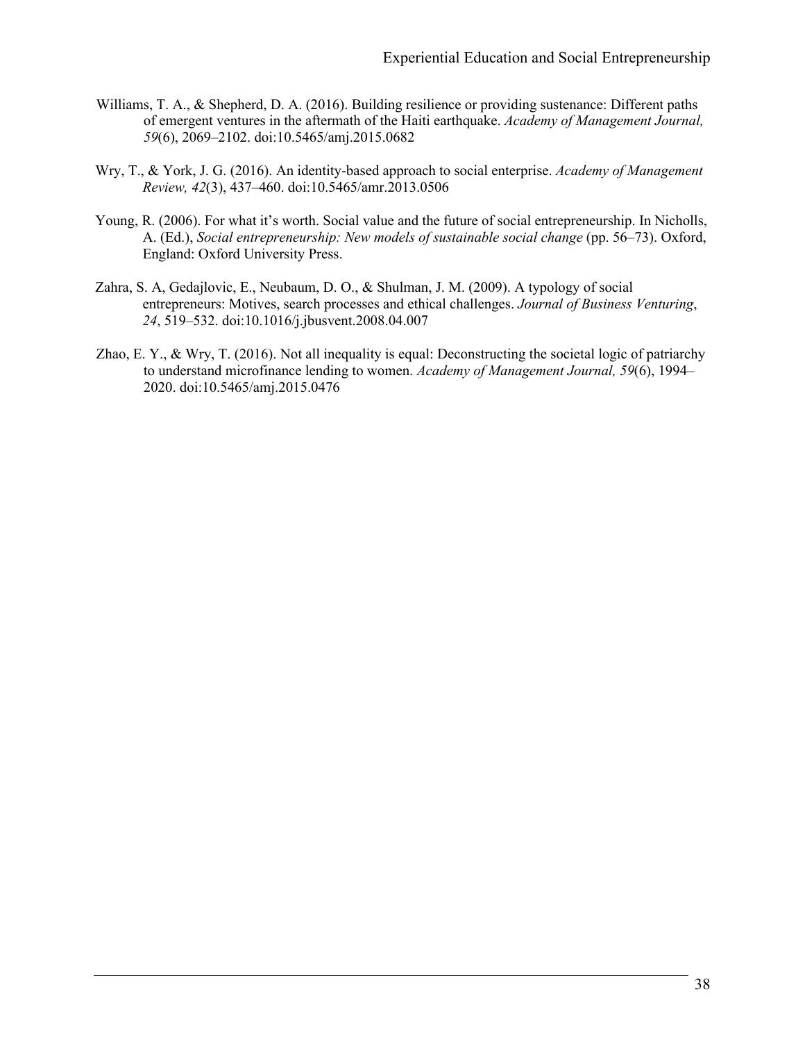Williams, T. A., & Shepherd, D. A. (2016). Building resilience or providing sustenance: Different paths of emergent ventures in the aftermath of the Haiti earthquake. *Academy of Management Journal, 59*(6), 2069–2102. doi:10.5465/amj.2015.0682

Wry, T., & York, J. G. (2016). An identity-based approach to social enterprise. *Academy of Management Review, 42*(3), 437–460. doi:10.5465/amr.2013.0506

Young, R. (2006). For what it's worth. Social value and the future of social entrepreneurship. In Nicholls, A. (Ed.), *Social entrepreneurship: New models of sustainable social change* (pp. 56–73). Oxford, England: Oxford University Press.

Zahra, S. A, Gedajlovic, E., Neubaum, D. O., & Shulman, J. M. (2009). A typology of social entrepreneurs: Motives, search processes and ethical challenges. *Journal of Business Venturing*, *24*, 519–532. doi:10.1016/j.jbusvent.2008.04.007

Zhao, E. Y., & Wry, T. (2016). Not all inequality is equal: Deconstructing the societal logic of patriarchy to understand microfinance lending to women. *Academy of Management Journal, 59*(6), 1994–2020. doi:10.5465/amj.2015.0476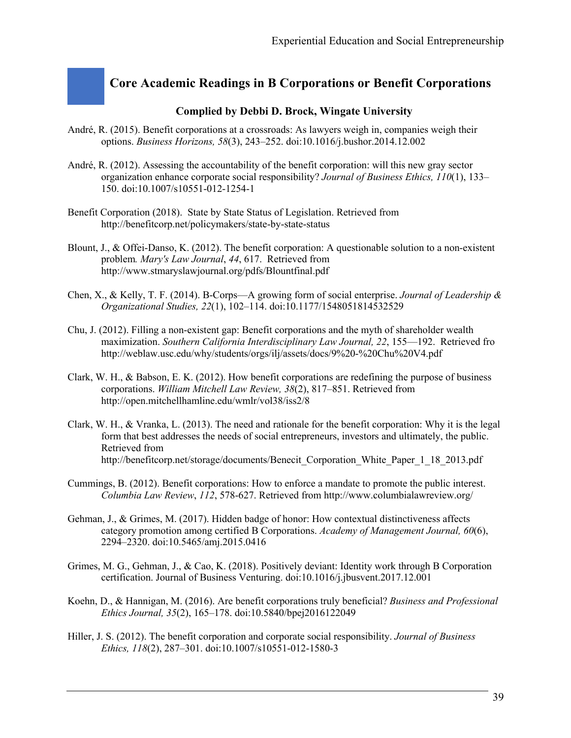## Core Academic Readings in B Corporations or Benefit Corporations

**Complied by Debbi D. Brock, Wingate University**

André, R. (2015). Benefit corporations at a crossroads: As lawyers weigh in, companies weigh their options. *Business Horizons, 58*(3), 243–252. doi:10.1016/j.bushor.2014.12.002

André, R. (2012). Assessing the accountability of the benefit corporation: will this new gray sector organization enhance corporate social responsibility? *Journal of Business Ethics, 110*(1), 133–150. doi:10.1007/s10551-012-1254-1

Benefit Corporation (2018). State by State Status of Legislation. Retrieved from http://benefitcorp.net/policymakers/state-by-state-status

Blount, J., & Offei-Danso, K. (2012). The benefit corporation: A questionable solution to a non-existent problem*. Mary's Law Journal*, *44*, 617. Retrieved from http://www.stmaryslawjournal.org/pdfs/Blountfinal.pdf

Chen, X., & Kelly, T. F. (2014). B-Corps—A growing form of social enterprise. *Journal of Leadership & Organizational Studies, 22*(1), 102–114. doi:10.1177/1548051814532529

Chu, J. (2012). Filling a non-existent gap: Benefit corporations and the myth of shareholder wealth maximization. *Southern California Interdisciplinary Law Journal, 22*, 155—192. Retrieved fro http://weblaw.usc.edu/why/students/orgs/ilj/assets/docs/9%20-%20Chu%20V4.pdf

Clark, W. H., & Babson, E. K. (2012). How benefit corporations are redefining the purpose of business corporations. *William Mitchell Law Review, 38*(2), 817–851. Retrieved from http://open.mitchellhamline.edu/wmlr/vol38/iss2/8

Clark, W. H., & Vranka, L. (2013). The need and rationale for the benefit corporation: Why it is the legal form that best addresses the needs of social entrepreneurs, investors and ultimately, the public. Retrieved from http://benefitcorp.net/storage/documents/Benecit_Corporation_White_Paper_1_18_2013.pdf

Cummings, B. (2012). Benefit corporations: How to enforce a mandate to promote the public interest. *Columbia Law Review*, *112*, 578-627. Retrieved from http://www.columbialawreview.org/

Gehman, J., & Grimes, M. (2017). Hidden badge of honor: How contextual distinctiveness affects category promotion among certified B Corporations. *Academy of Management Journal, 60*(6), 2294–2320. doi:10.5465/amj.2015.0416

Grimes, M. G., Gehman, J., & Cao, K. (2018). Positively deviant: Identity work through B Corporation certification. Journal of Business Venturing. doi:10.1016/j.jbusvent.2017.12.001

Koehn, D., & Hannigan, M. (2016). Are benefit corporations truly beneficial? *Business and Professional Ethics Journal, 35*(2), 165–178. doi:10.5840/bpej2016122049

Hiller, J. S. (2012). The benefit corporation and corporate social responsibility. *Journal of Business Ethics, 118*(2), 287–301. doi:10.1007/s10551-012-1580-3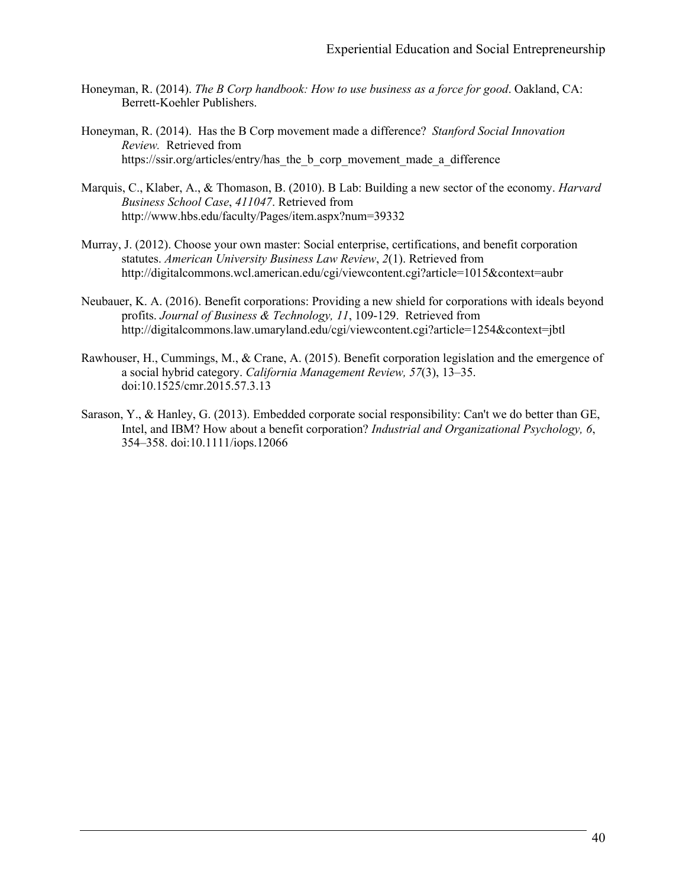Honeyman, R. (2014). *The B Corp handbook: How to use business as a force for good*. Oakland, CA: Berrett-Koehler Publishers.

Honeyman, R. (2014). Has the B Corp movement made a difference? *Stanford Social Innovation Review.* Retrieved from https://ssir.org/articles/entry/has_the_b_corp_movement_made_a_difference

Marquis, C., Klaber, A., & Thomason, B. (2010). B Lab: Building a new sector of the economy. *Harvard Business School Case*, *411047*. Retrieved from http://www.hbs.edu/faculty/Pages/item.aspx?num=39332

Murray, J. (2012). Choose your own master: Social enterprise, certifications, and benefit corporation statutes. *American University Business Law Review*, *2*(1). Retrieved from http://digitalcommons.wcl.american.edu/cgi/viewcontent.cgi?article=1015&context=aubr

Neubauer, K. A. (2016). Benefit corporations: Providing a new shield for corporations with ideals beyond profits. *Journal of Business & Technology, 11*, 109-129. Retrieved from http://digitalcommons.law.umaryland.edu/cgi/viewcontent.cgi?article=1254&context=jbtl

Rawhouser, H., Cummings, M., & Crane, A. (2015). Benefit corporation legislation and the emergence of a social hybrid category. *California Management Review, 57*(3), 13–35. doi:10.1525/cmr.2015.57.3.13

Sarason, Y., & Hanley, G. (2013). Embedded corporate social responsibility: Can't we do better than GE, Intel, and IBM? How about a benefit corporation? *Industrial and Organizational Psychology, 6*, 354–358. doi:10.1111/iops.12066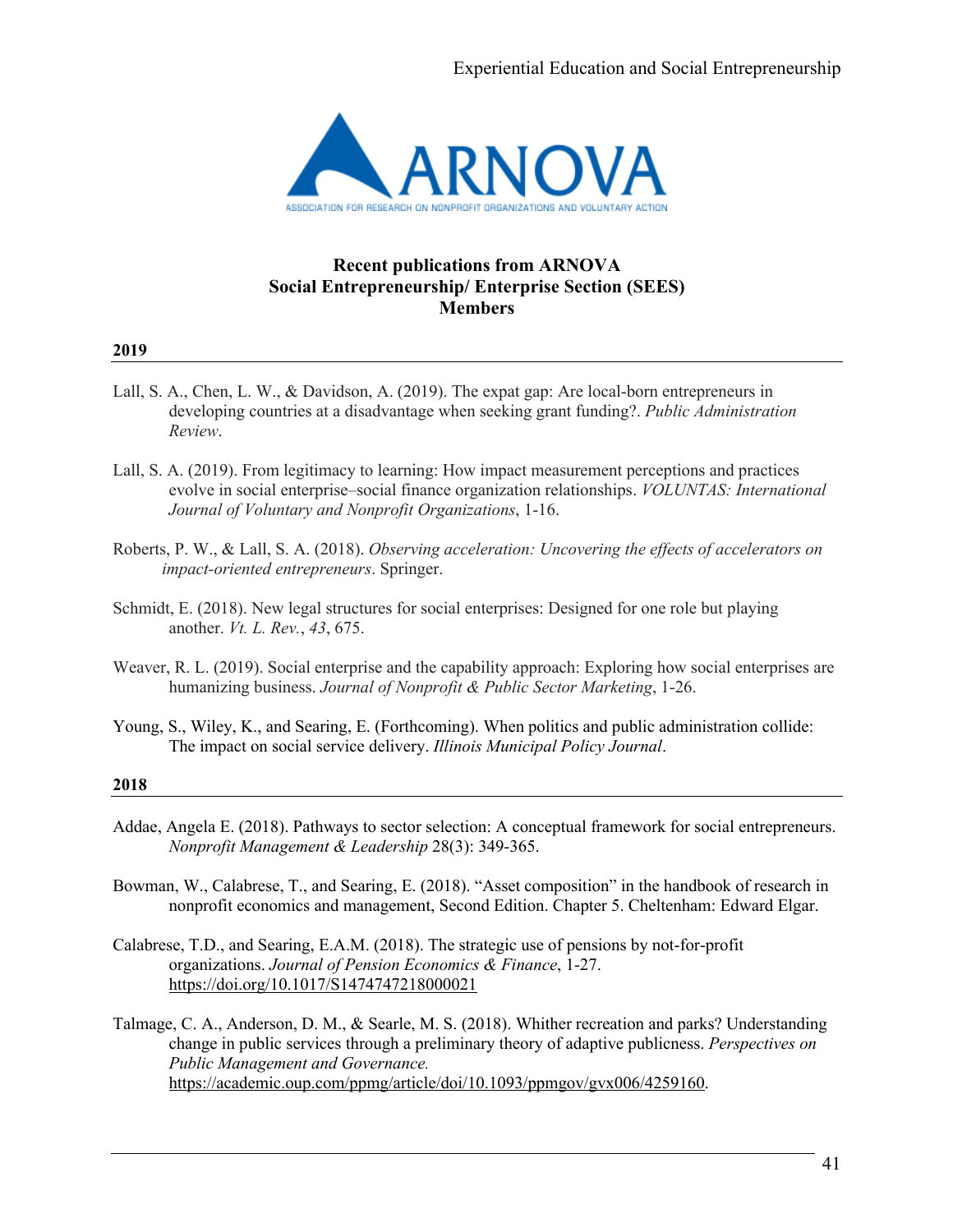## Recent publications from ARNOVA Social Entrepreneurship/ Enterprise Section (SEES) Members

### 2019

Lall, S. A., Chen, L. W., & Davidson, A. (2019). The expat gap: Are local-born entrepreneurs in developing countries at a disadvantage when seeking grant funding?. *Public Administration Review*.

Lall, S. A. (2019). From legitimacy to learning: How impact measurement perceptions and practices evolve in social enterprise–social finance organization relationships. *VOLUNTAS: International Journal of Voluntary and Nonprofit Organizations*, 1-16.

Roberts, P. W., & Lall, S. A. (2018). *Observing acceleration: Uncovering the effects of accelerators on impact-oriented entrepreneurs*. Springer.

Schmidt, E. (2018). New legal structures for social enterprises: Designed for one role but playing another. *Vt. L. Rev.*, *43*, 675.

Weaver, R. L. (2019). Social enterprise and the capability approach: Exploring how social enterprises are humanizing business. *Journal of Nonprofit & Public Sector Marketing*, 1-26.

Young, S., Wiley, K., and Searing, E. (Forthcoming). When politics and public administration collide: The impact on social service delivery. *Illinois Municipal Policy Journal*.

### 2018

Addae, Angela E. (2018). Pathways to sector selection: A conceptual framework for social entrepreneurs. *Nonprofit Management & Leadership* 28(3): 349-365.

Bowman, W., Calabrese, T., and Searing, E. (2018). "Asset composition" in the handbook of research in nonprofit economics and management, Second Edition. Chapter 5. Cheltenham: Edward Elgar.

Calabrese, T.D., and Searing, E.A.M. (2018). The strategic use of pensions by not-for-profit organizations. *Journal of Pension Economics & Finance*, 1-27. https://doi.org/10.1017/S1474747218000021

Talmage, C. A., Anderson, D. M., & Searle, M. S. (2018). Whither recreation and parks? Understanding change in public services through a preliminary theory of adaptive publicness. *Perspectives on Public Management and Governance.* https://academic.oup.com/ppmg/article/doi/10.1093/ppmgov/gvx006/4259160.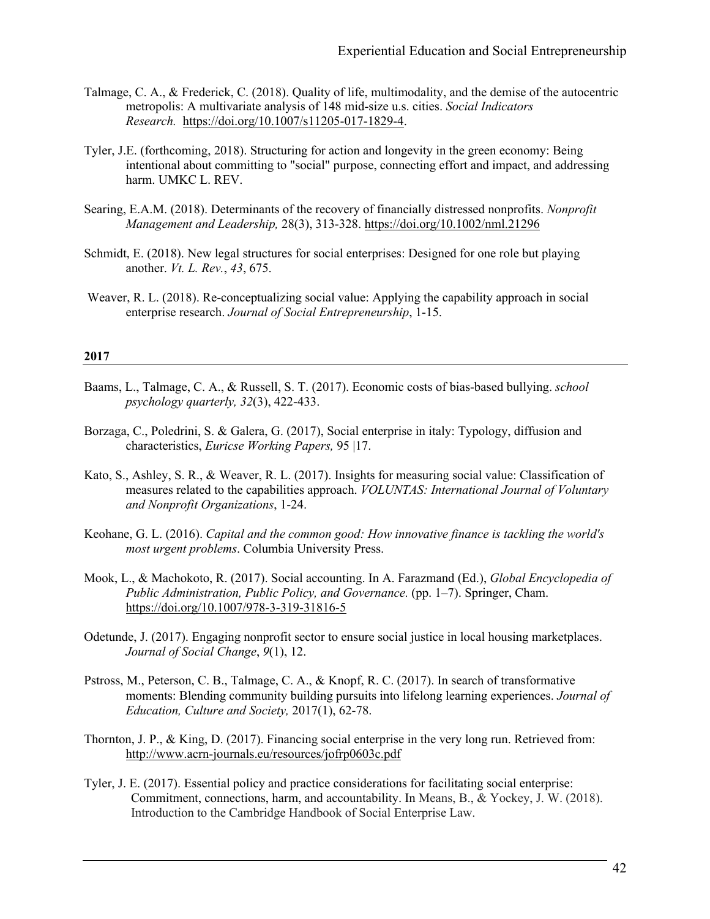Talmage, C. A., & Frederick, C. (2018). Quality of life, multimodality, and the demise of the autocentric metropolis: A multivariate analysis of 148 mid-size u.s. cities. *Social Indicators Research.* https://doi.org/10.1007/s11205-017-1829-4.

Tyler, J.E. (forthcoming, 2018). Structuring for action and longevity in the green economy: Being intentional about committing to "social" purpose, connecting effort and impact, and addressing harm. UMKC L. REV.

Searing, E.A.M. (2018). Determinants of the recovery of financially distressed nonprofits. *Nonprofit Management and Leadership,* 28(3), 313-328. https://doi.org/10.1002/nml.21296

Schmidt, E. (2018). New legal structures for social enterprises: Designed for one role but playing another. *Vt. L. Rev.*, *43*, 675.

Weaver, R. L. (2018). Re-conceptualizing social value: Applying the capability approach in social enterprise research. *Journal of Social Entrepreneurship*, 1-15.

**2017**

---

Baams, L., Talmage, C. A., & Russell, S. T. (2017). Economic costs of bias-based bullying. *school psychology quarterly, 32*(3), 422-433.

Borzaga, C., Poledrini, S. & Galera, G. (2017), Social enterprise in italy: Typology, diffusion and characteristics, *Euricse Working Papers,* 95 |17.

Kato, S., Ashley, S. R., & Weaver, R. L. (2017). Insights for measuring social value: Classification of measures related to the capabilities approach. *VOLUNTAS: International Journal of Voluntary and Nonprofit Organizations*, 1-24.

Keohane, G. L. (2016). *Capital and the common good: How innovative finance is tackling the world's most urgent problems*. Columbia University Press.

Mook, L., & Machokoto, R. (2017). Social accounting. In A. Farazmand (Ed.), *Global Encyclopedia of Public Administration, Public Policy, and Governance.* (pp. 1–7). Springer, Cham. https://doi.org/10.1007/978-3-319-31816-5

Odetunde, J. (2017). Engaging nonprofit sector to ensure social justice in local housing marketplaces. *Journal of Social Change*, *9*(1), 12.

Pstross, M., Peterson, C. B., Talmage, C. A., & Knopf, R. C. (2017). In search of transformative moments: Blending community building pursuits into lifelong learning experiences. *Journal of Education, Culture and Society,* 2017(1), 62-78.

Thornton, J. P., & King, D. (2017). Financing social enterprise in the very long run. Retrieved from: http://www.acrn-journals.eu/resources/jofrp0603c.pdf

Tyler, J. E. (2017). Essential policy and practice considerations for facilitating social enterprise: Commitment, connections, harm, and accountability. In Means, B., & Yockey, J. W. (2018). Introduction to the Cambridge Handbook of Social Enterprise Law.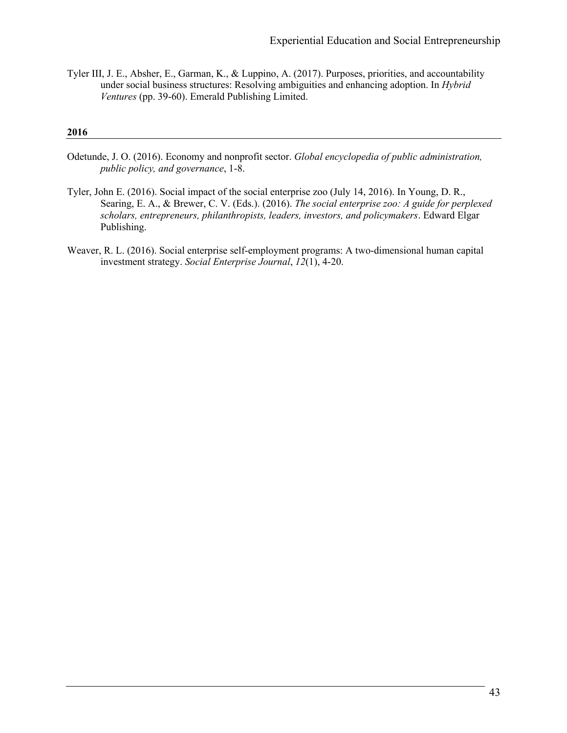Tyler III, J. E., Absher, E., Garman, K., & Luppino, A. (2017). Purposes, priorities, and accountability under social business structures: Resolving ambiguities and enhancing adoption. In *Hybrid Ventures* (pp. 39-60). Emerald Publishing Limited.

**2016**

Odetunde, J. O. (2016). Economy and nonprofit sector. *Global encyclopedia of public administration, public policy, and governance*, 1-8.

Tyler, John E. (2016). Social impact of the social enterprise zoo (July 14, 2016). In Young, D. R., Searing, E. A., & Brewer, C. V. (Eds.). (2016). *The social enterprise zoo: A guide for perplexed scholars, entrepreneurs, philanthropists, leaders, investors, and policymakers*. Edward Elgar Publishing.

Weaver, R. L. (2016). Social enterprise self-employment programs: A two-dimensional human capital investment strategy. *Social Enterprise Journal*, *12*(1), 4-20.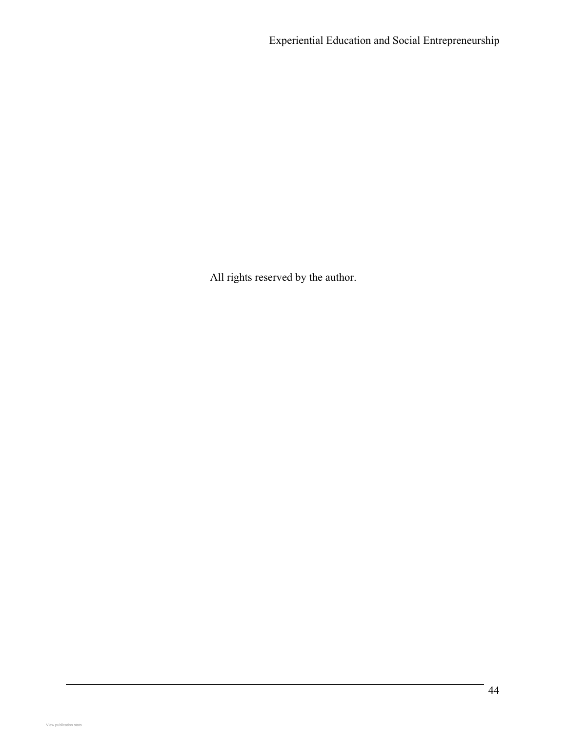All rights reserved by the author.